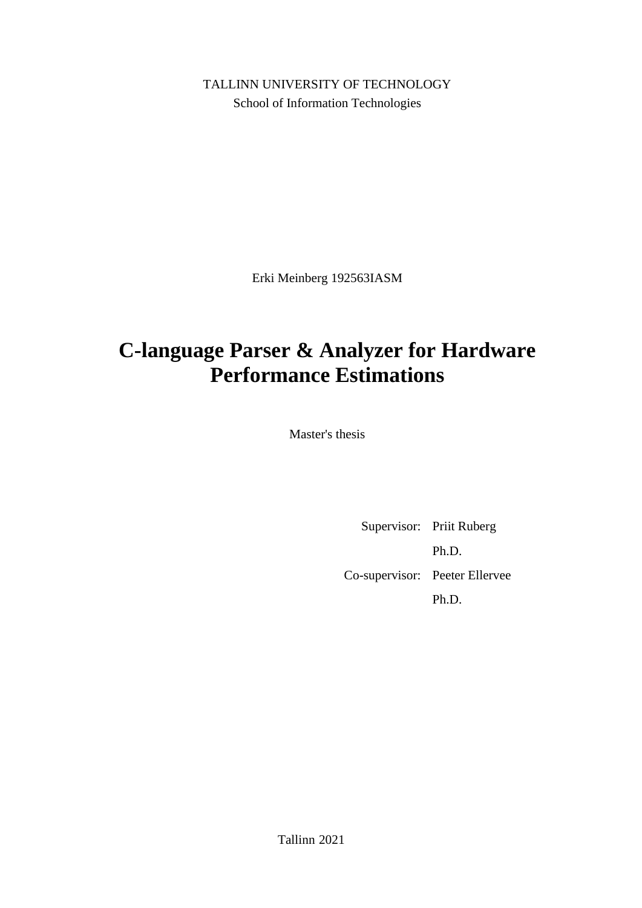TALLINN UNIVERSITY OF TECHNOLOGY

School of Information Technologies

Erki Meinberg 192563IASM

# C-language Parser & Analyzer for Hardware Performance Estimations

Master's thesis

Supervisor: Priit Ruberg

Ph.D.

Co-supervisor: Peeter Ellervee

Ph.D.

Tallinn 2021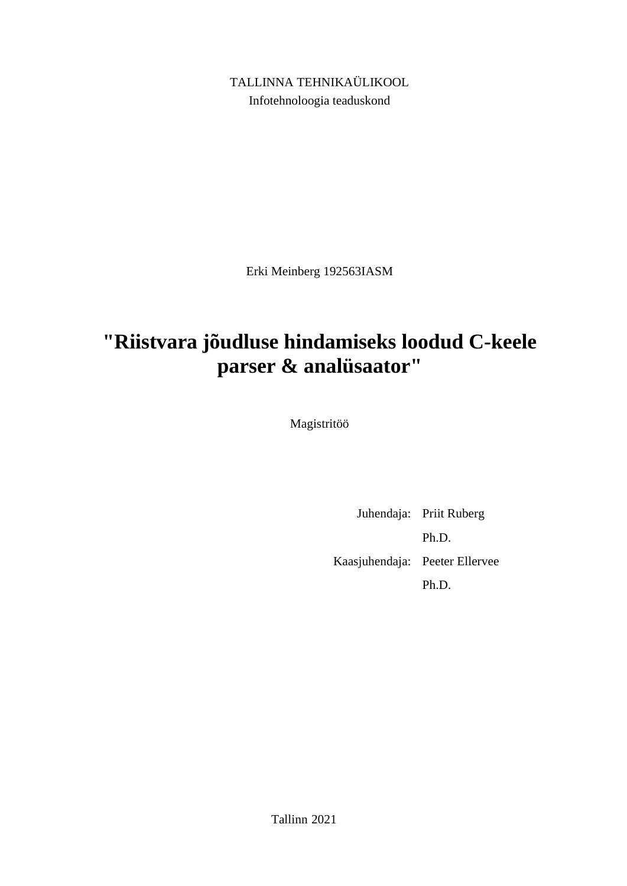TALLINNA TEHNIKAÜLIKOOL

Infotehnoloogia teaduskond

Erki Meinberg 192563IASM

# "Riistvara jõudluse hindamiseks loodud C-keele parser & analüsaator"

Magistritöö

| | |
|---|---|
| Juhendaja: | Priit Ruberg |
| | Ph.D. |
| Kaasjuhendaja: | Peeter Ellervee |
| | Ph.D. |

Tallinn 2021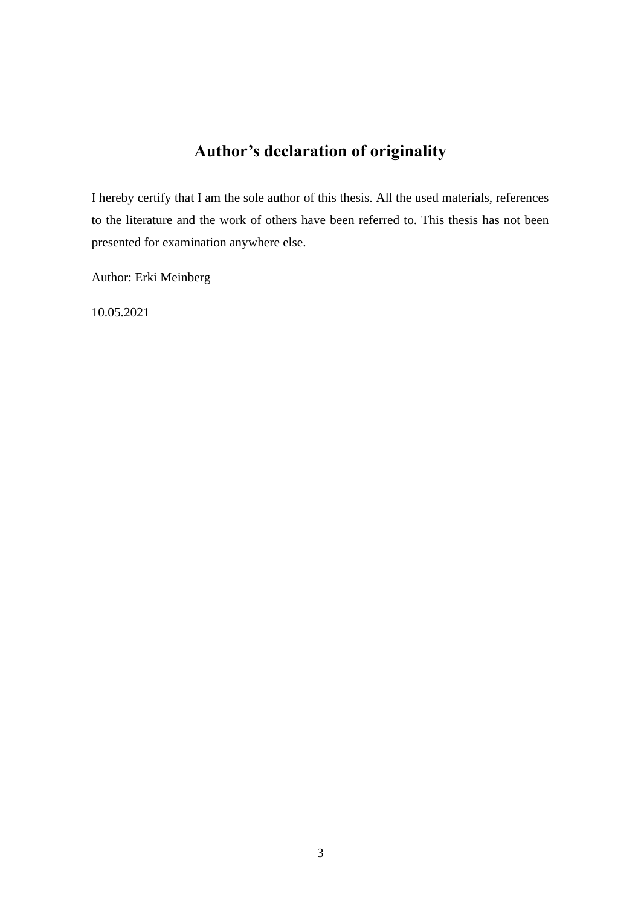# Author's declaration of originality

I hereby certify that I am the sole author of this thesis. All the used materials, references to the literature and the work of others have been referred to. This thesis has not been presented for examination anywhere else.

Author: Erki Meinberg

10.05.2021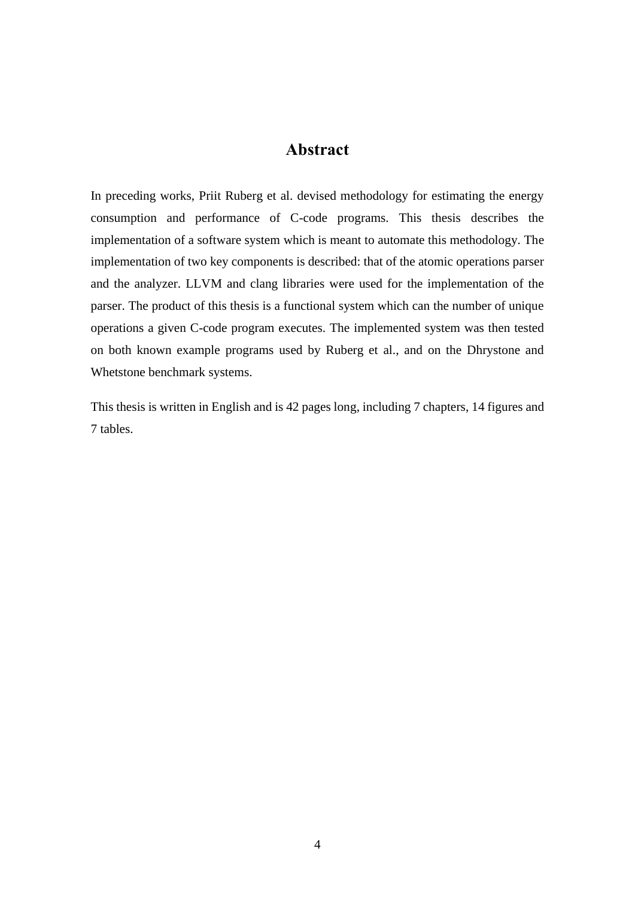# Abstract

In preceding works, Priit Ruberg et al. devised methodology for estimating the energy consumption and performance of C-code programs. This thesis describes the implementation of a software system which is meant to automate this methodology. The implementation of two key components is described: that of the atomic operations parser and the analyzer. LLVM and clang libraries were used for the implementation of the parser. The product of this thesis is a functional system which can the number of unique operations a given C-code program executes. The implemented system was then tested on both known example programs used by Ruberg et al., and on the Dhrystone and Whetstone benchmark systems.

This thesis is written in English and is 42 pages long, including 7 chapters, 14 figures and 7 tables.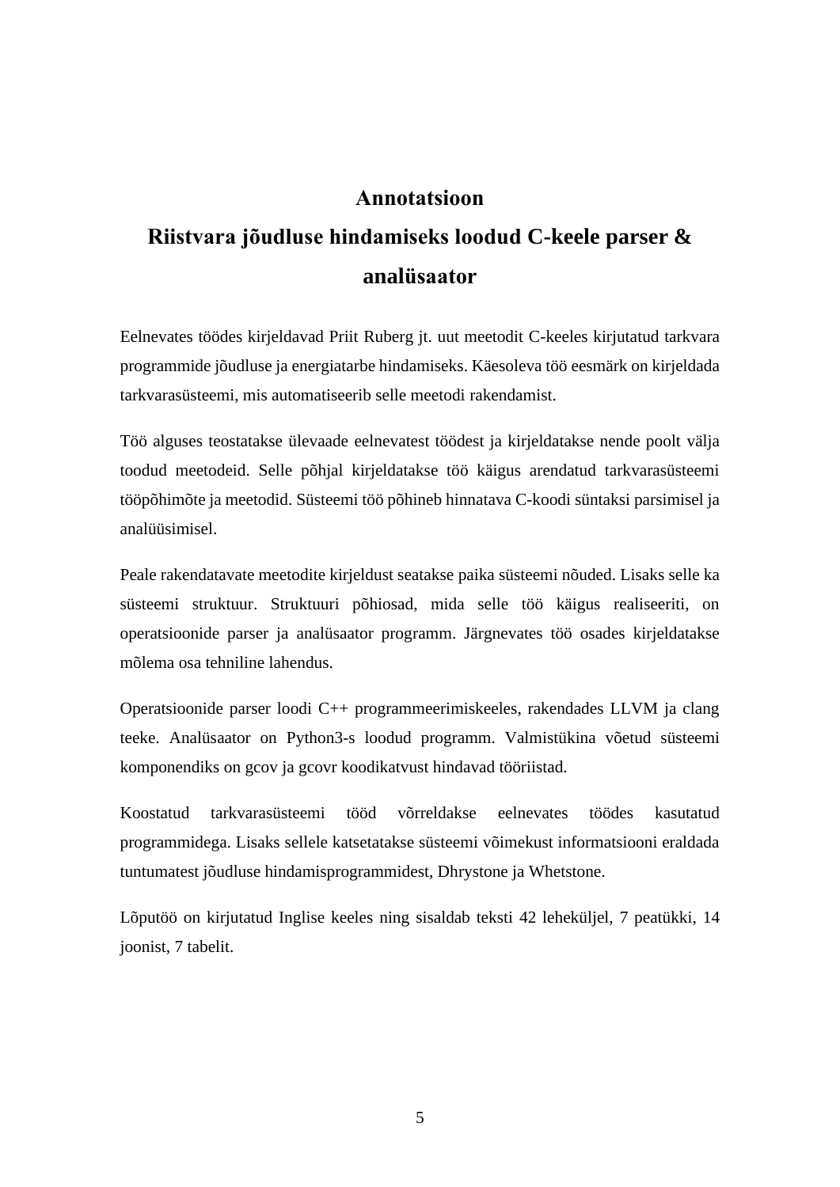# Annotatsioon

# Riistvara jõudluse hindamiseks loodud C-keele parser & analüsaator

Eelnevates töödes kirjeldavad Priit Ruberg jt. uut meetodit C-keeles kirjutatud tarkvara programmide jõudluse ja energiatarbe hindamiseks. Käesoleva töö eesmärk on kirjeldada tarkvarasüsteemi, mis automatiseerib selle meetodi rakendamist.

Töö alguses teostatakse ülevaade eelnevatest töödest ja kirjeldatakse nende poolt välja toodud meetodeid. Selle põhjal kirjeldatakse töö käigus arendatud tarkvarasüsteemi tööpõhimõte ja meetodid. Süsteemi töö põhineb hinnatava C-koodi süntaksi parsimisel ja analüüsimisel.

Peale rakendatavate meetodite kirjeldust seatakse paika süsteemi nõuded. Lisaks selle ka süsteemi struktuur. Struktuuri põhiosad, mida selle töö käigus realiseeriti, on operatsioonide parser ja analüsaator programm. Järgnevates töö osades kirjeldatakse mõlema osa tehniline lahendus.

Operatsioonide parser loodi C++ programmeerimiskeeles, rakendades LLVM ja clang teeke. Analüsaator on Python3-s loodud programm. Valmistükina võetud süsteemi komponendiks on gcov ja gcovr koodikatvust hindavad tööriistad.

Koostatud tarkvarasüsteemi tööd võrreldakse eelnevates töödes kasutatud programmidega. Lisaks sellele katsetatakse süsteemi võimekust informatsiooni eraldada tuntumatest jõudluse hindamisprogrammidest, Dhrystone ja Whetstone.

Lõputöö on kirjutatud Inglise keeles ning sisaldab teksti 42 leheküljel, 7 peatükki, 14 joonist, 7 tabelit.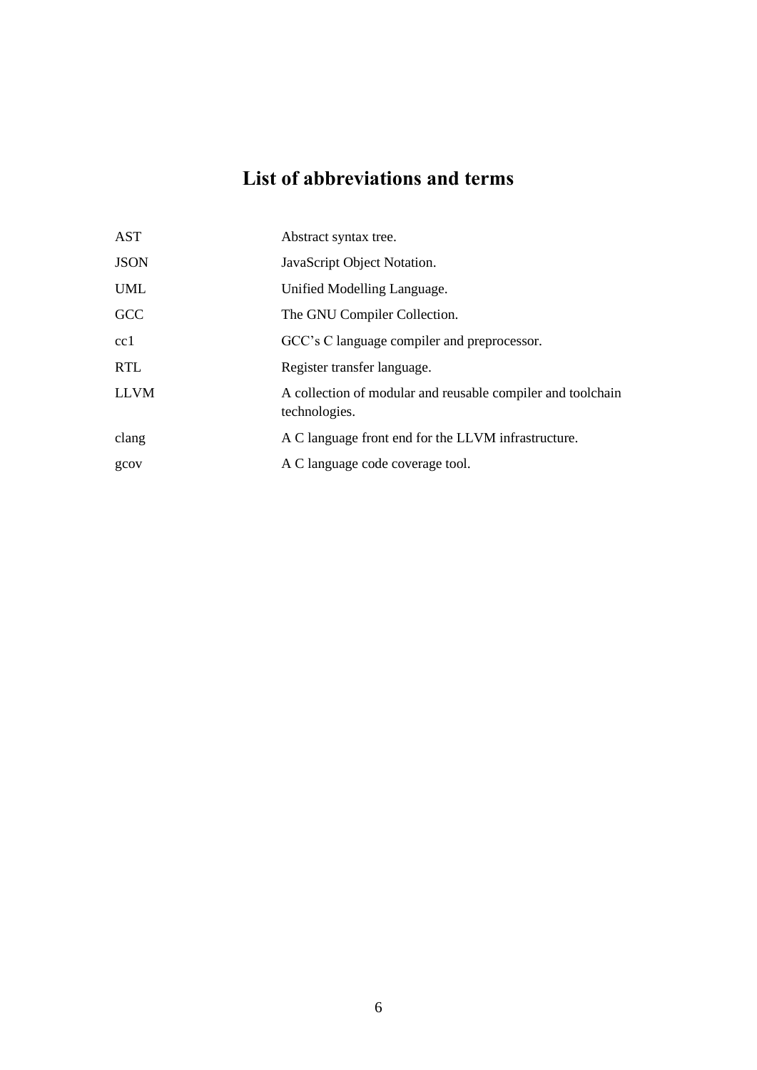# List of abbreviations and terms

| | |
|---|---|
| AST | Abstract syntax tree. |
| JSON | JavaScript Object Notation. |
| UML | Unified Modelling Language. |
| GCC | The GNU Compiler Collection. |
| cc1 | GCC's C language compiler and preprocessor. |
| RTL | Register transfer language. |
| LLVM | A collection of modular and reusable compiler and toolchain technologies. |
| clang | A C language front end for the LLVM infrastructure. |
| gcov | A C language code coverage tool. |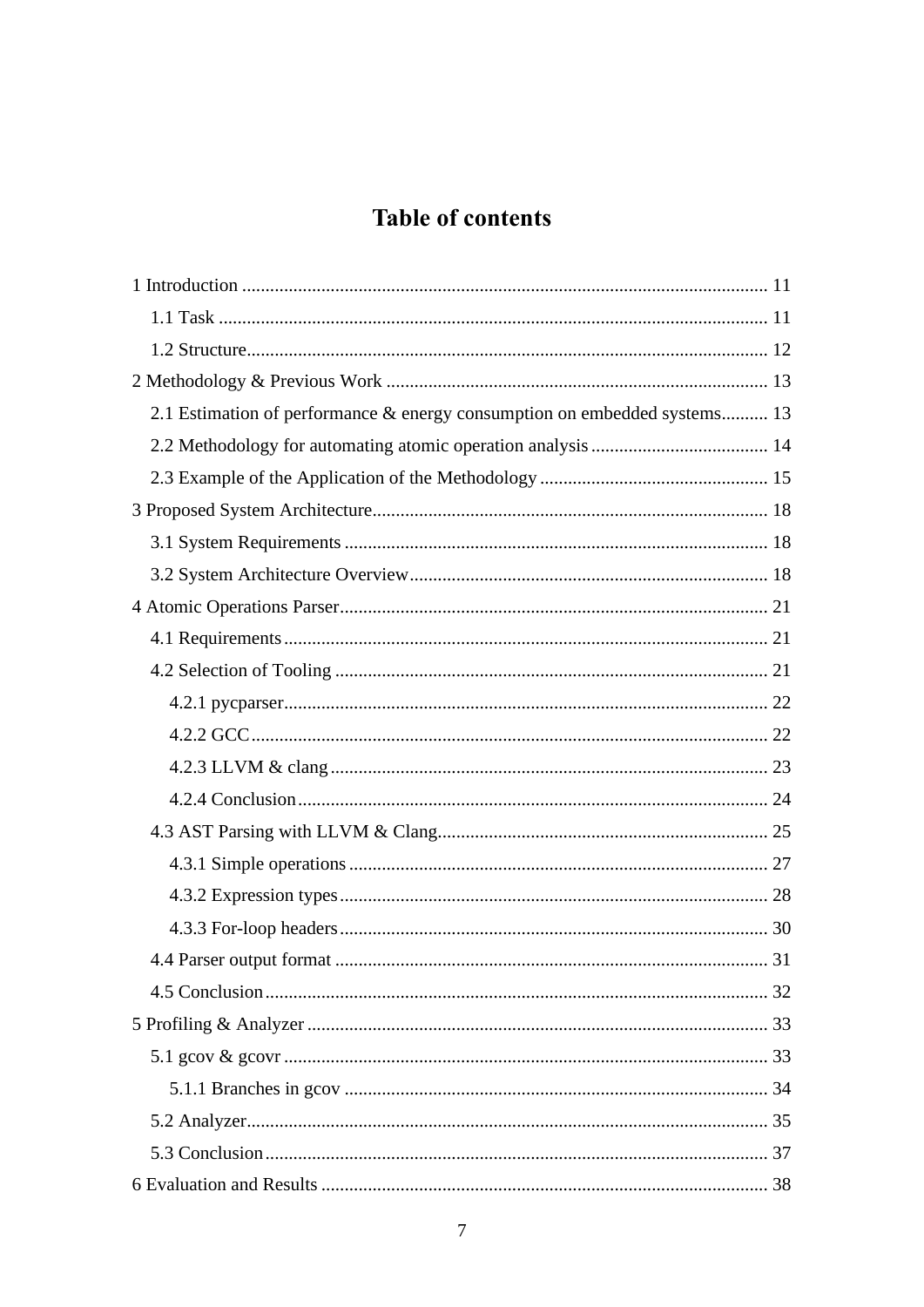# Table of contents

1 Introduction ................................................................................................................ 11

  1.1 Task ..................................................................................................................... 11

  1.2 Structure............................................................................................................... 12

2 Methodology & Previous Work ................................................................................. 13

  2.1 Estimation of performance & energy consumption on embedded systems.......... 13

  2.2 Methodology for automating atomic operation analysis ...................................... 14

  2.3 Example of the Application of the Methodology ................................................. 15

3 Proposed System Architecture.................................................................................... 18

  3.1 System Requirements ........................................................................................... 18

  3.2 System Architecture Overview............................................................................. 18

4 Atomic Operations Parser........................................................................................... 21

  4.1 Requirements........................................................................................................ 21

  4.2 Selection of Tooling ............................................................................................ 21

    4.2.1 pycparser....................................................................................................... 22

    4.2.2 GCC.............................................................................................................. 22

    4.2.3 LLVM & clang ............................................................................................. 23

    4.2.4 Conclusion.................................................................................................... 24

  4.3 AST Parsing with LLVM & Clang....................................................................... 25

    4.3.1 Simple operations ......................................................................................... 27

    4.3.2 Expression types ........................................................................................... 28

    4.3.3 For-loop headers ........................................................................................... 30

  4.4 Parser output format ............................................................................................ 31

  4.5 Conclusion............................................................................................................ 32

5 Profiling & Analyzer .................................................................................................. 33

  5.1 gcov & gcovr ....................................................................................................... 33

    5.1.1 Branches in gcov .......................................................................................... 34

  5.2 Analyzer............................................................................................................... 35

  5.3 Conclusion............................................................................................................ 37

6 Evaluation and Results ............................................................................................... 38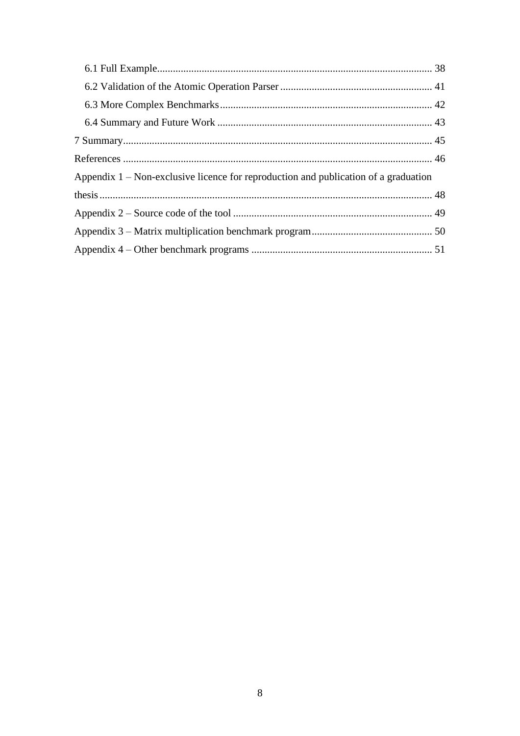6.1 Full Example ........................................................................................................ 38

6.2 Validation of the Atomic Operation Parser ........................................................... 41

6.3 More Complex Benchmarks ................................................................................. 42

6.4 Summary and Future Work .................................................................................. 43

7 Summary ...................................................................................................................... 45

References ...................................................................................................................... 46

Appendix 1 – Non-exclusive licence for reproduction and publication of a graduation thesis ............................................................................................................................... 48

Appendix 2 – Source code of the tool ............................................................................ 49

Appendix 3 – Matrix multiplication benchmark program .............................................. 50

Appendix 4 – Other benchmark programs ..................................................................... 51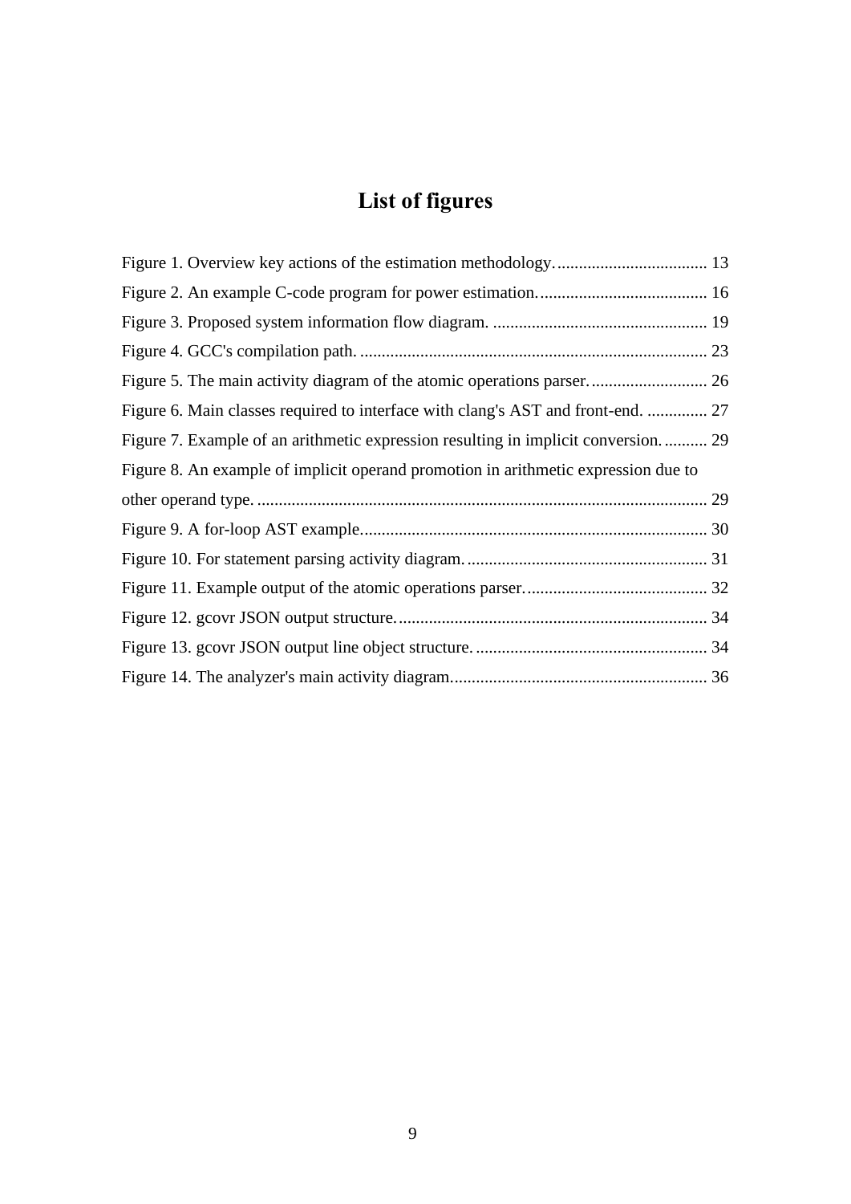# List of figures

Figure 1. Overview key actions of the estimation methodology. .................................. 13

Figure 2. An example C-code program for power estimation. ...................................... 16

Figure 3. Proposed system information flow diagram. ................................................. 19

Figure 4. GCC's compilation path. ................................................................................ 23

Figure 5. The main activity diagram of the atomic operations parser. .......................... 26

Figure 6. Main classes required to interface with clang's AST and front-end. ............. 27

Figure 7. Example of an arithmetic expression resulting in implicit conversion. ......... 29

Figure 8. An example of implicit operand promotion in arithmetic expression due to other operand type. ........................................................................................................ 29

Figure 9. A for-loop AST example. ............................................................................... 30

Figure 10. For statement parsing activity diagram. ....................................................... 31

Figure 11. Example output of the atomic operations parser. ......................................... 32

Figure 12. gcovr JSON output structure. ....................................................................... 34

Figure 13. gcovr JSON output line object structure. ..................................................... 34

Figure 14. The analyzer's main activity diagram. .......................................................... 36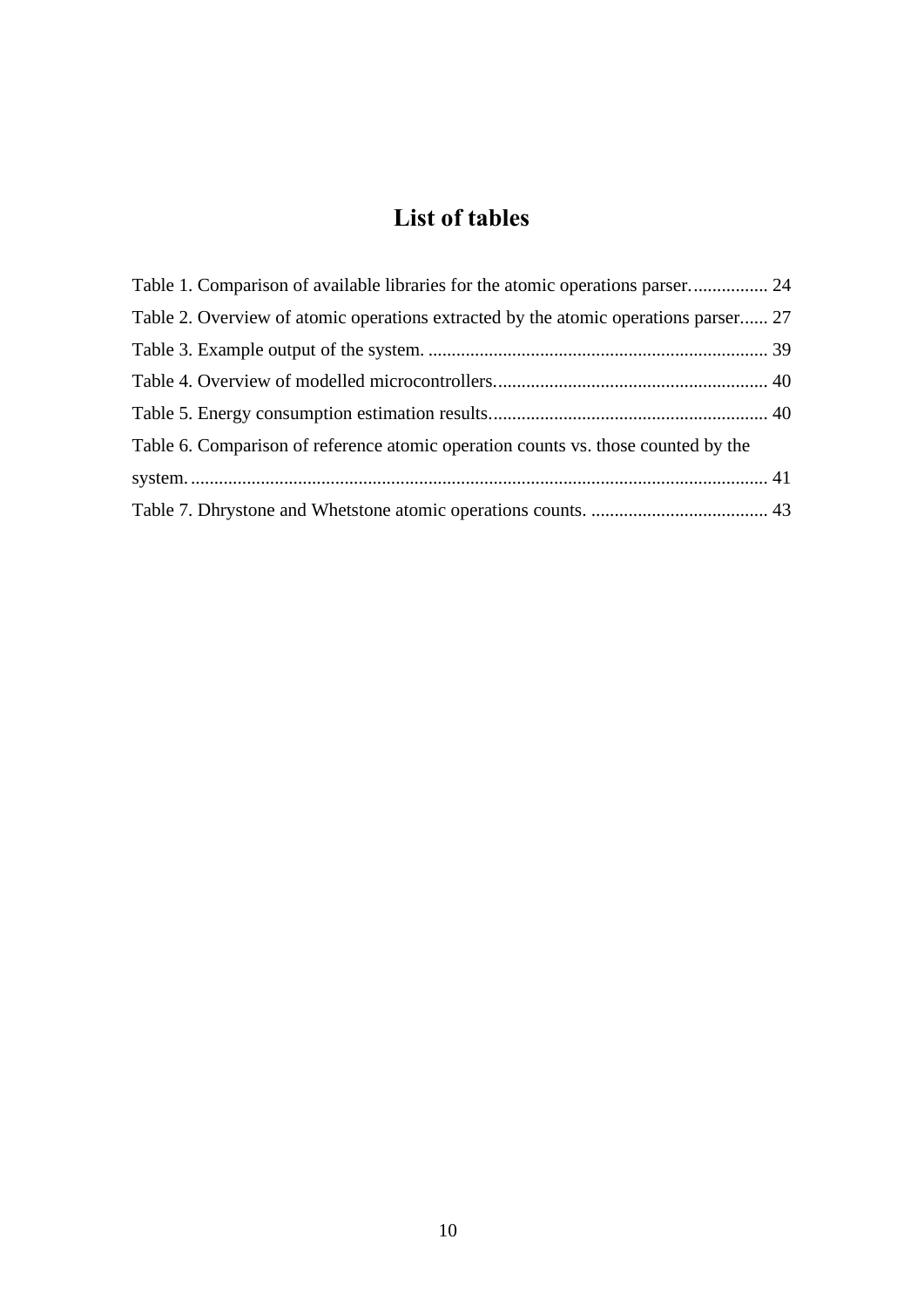# List of tables

Table 1. Comparison of available libraries for the atomic operations parser. ................ 24

Table 2. Overview of atomic operations extracted by the atomic operations parser...... 27

Table 3. Example output of the system. ........................................................................ 39

Table 4. Overview of modelled microcontrollers. .......................................................... 40

Table 5. Energy consumption estimation results. ........................................................... 40

Table 6. Comparison of reference atomic operation counts vs. those counted by the system. ........................................................................................................................... 41

Table 7. Dhrystone and Whetstone atomic operations counts. ...................................... 43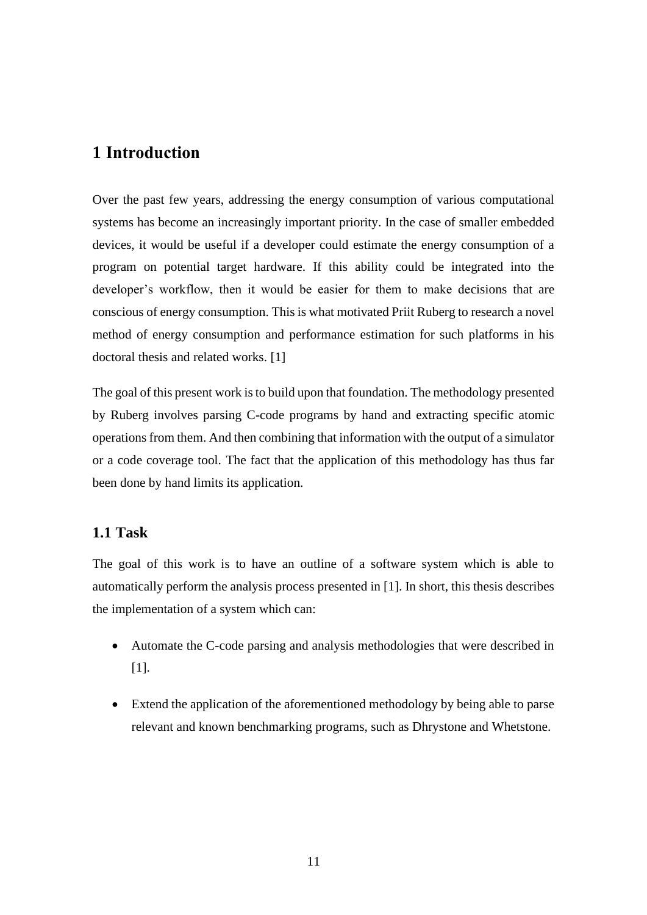# 1 Introduction

Over the past few years, addressing the energy consumption of various computational systems has become an increasingly important priority. In the case of smaller embedded devices, it would be useful if a developer could estimate the energy consumption of a program on potential target hardware. If this ability could be integrated into the developer's workflow, then it would be easier for them to make decisions that are conscious of energy consumption. This is what motivated Priit Ruberg to research a novel method of energy consumption and performance estimation for such platforms in his doctoral thesis and related works. [1]

The goal of this present work is to build upon that foundation. The methodology presented by Ruberg involves parsing C-code programs by hand and extracting specific atomic operations from them. And then combining that information with the output of a simulator or a code coverage tool. The fact that the application of this methodology has thus far been done by hand limits its application.

## 1.1 Task

The goal of this work is to have an outline of a software system which is able to automatically perform the analysis process presented in [1]. In short, this thesis describes the implementation of a system which can:

- Automate the C-code parsing and analysis methodologies that were described in [1].
- Extend the application of the aforementioned methodology by being able to parse relevant and known benchmarking programs, such as Dhrystone and Whetstone.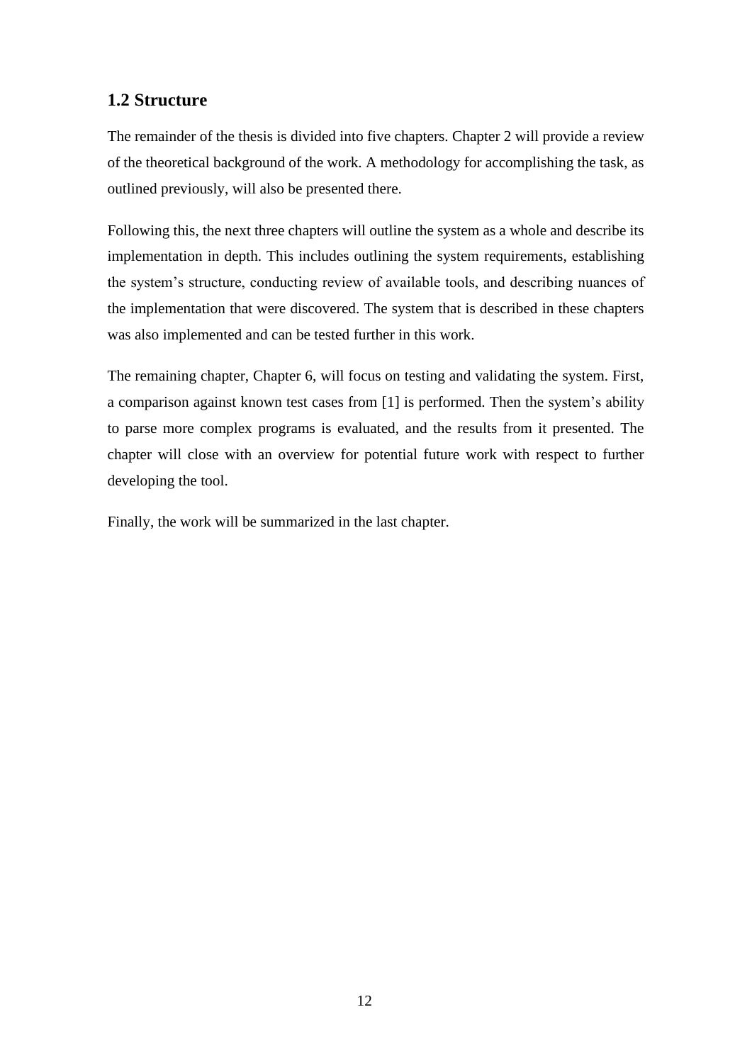## 1.2 Structure

The remainder of the thesis is divided into five chapters. Chapter 2 will provide a review of the theoretical background of the work. A methodology for accomplishing the task, as outlined previously, will also be presented there.

Following this, the next three chapters will outline the system as a whole and describe its implementation in depth. This includes outlining the system requirements, establishing the system's structure, conducting review of available tools, and describing nuances of the implementation that were discovered. The system that is described in these chapters was also implemented and can be tested further in this work.

The remaining chapter, Chapter 6, will focus on testing and validating the system. First, a comparison against known test cases from [1] is performed. Then the system's ability to parse more complex programs is evaluated, and the results from it presented. The chapter will close with an overview for potential future work with respect to further developing the tool.

Finally, the work will be summarized in the last chapter.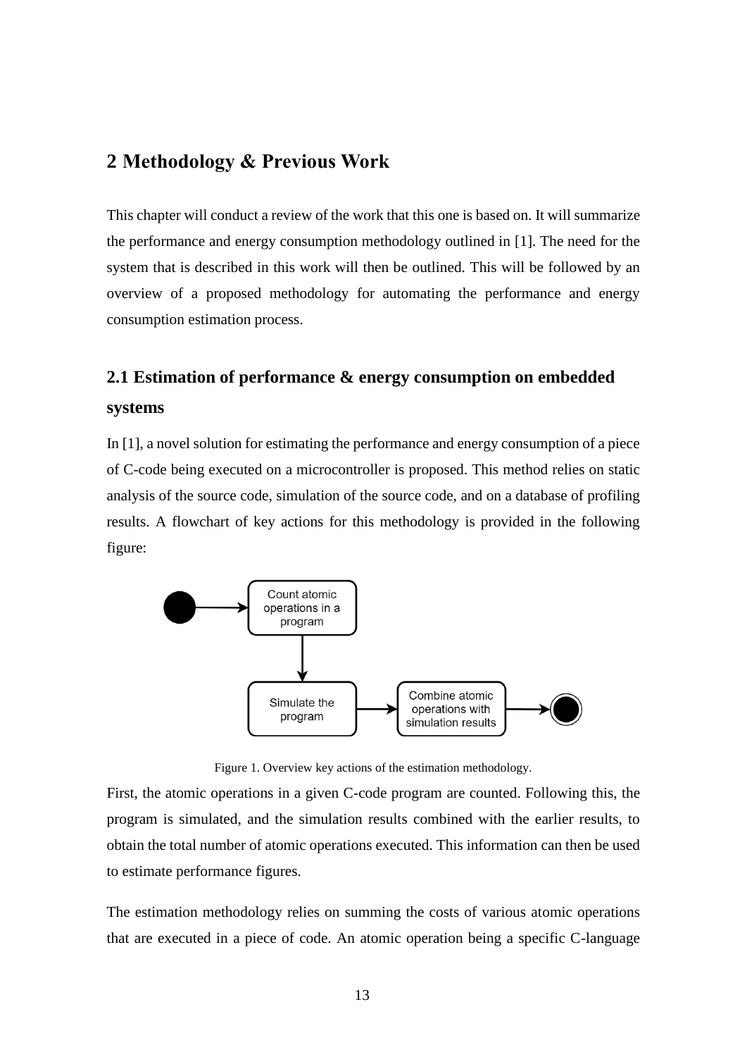# 2 Methodology & Previous Work

This chapter will conduct a review of the work that this one is based on. It will summarize the performance and energy consumption methodology outlined in [1]. The need for the system that is described in this work will then be outlined. This will be followed by an overview of a proposed methodology for automating the performance and energy consumption estimation process.

## 2.1 Estimation of performance & energy consumption on embedded systems

In [1], a novel solution for estimating the performance and energy consumption of a piece of C-code being executed on a microcontroller is proposed. This method relies on static analysis of the source code, simulation of the source code, and on a database of profiling results. A flowchart of key actions for this methodology is provided in the following figure:

Figure 1. Overview key actions of the estimation methodology.

First, the atomic operations in a given C-code program are counted. Following this, the program is simulated, and the simulation results combined with the earlier results, to obtain the total number of atomic operations executed. This information can then be used to estimate performance figures.

The estimation methodology relies on summing the costs of various atomic operations that are executed in a piece of code. An atomic operation being a specific C-language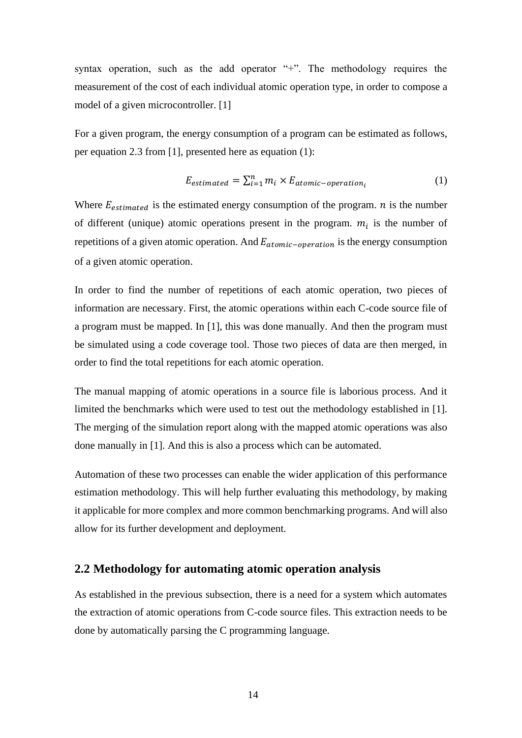syntax operation, such as the add operator "+". The methodology requires the measurement of the cost of each individual atomic operation type, in order to compose a model of a given microcontroller. [1]

For a given program, the energy consumption of a program can be estimated as follows, per equation 2.3 from [1], presented here as equation (1):

$$E_{estimated} = \sum_{i=1}^{n} m_i \times E_{atomic-operation_i} \tag{1}$$

Where $E_{estimated}$ is the estimated energy consumption of the program. $n$ is the number of different (unique) atomic operations present in the program. $m_i$ is the number of repetitions of a given atomic operation. And $E_{atomic-operation}$ is the energy consumption of a given atomic operation.

In order to find the number of repetitions of each atomic operation, two pieces of information are necessary. First, the atomic operations within each C-code source file of a program must be mapped. In [1], this was done manually. And then the program must be simulated using a code coverage tool. Those two pieces of data are then merged, in order to find the total repetitions for each atomic operation.

The manual mapping of atomic operations in a source file is laborious process. And it limited the benchmarks which were used to test out the methodology established in [1]. The merging of the simulation report along with the mapped atomic operations was also done manually in [1]. And this is also a process which can be automated.

Automation of these two processes can enable the wider application of this performance estimation methodology. This will help further evaluating this methodology, by making it applicable for more complex and more common benchmarking programs. And will also allow for its further development and deployment.

## 2.2 Methodology for automating atomic operation analysis

As established in the previous subsection, there is a need for a system which automates the extraction of atomic operations from C-code source files. This extraction needs to be done by automatically parsing the C programming language.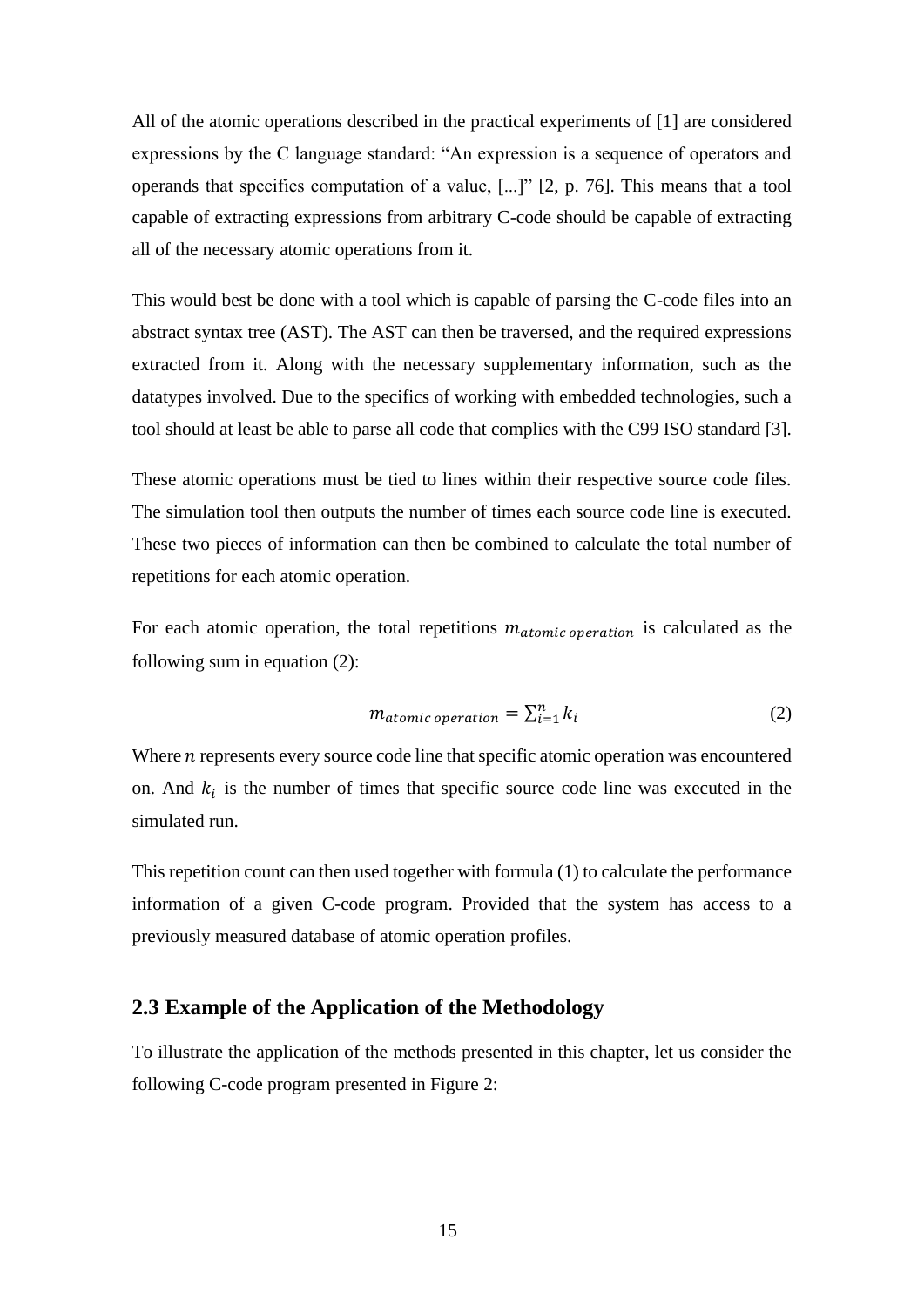All of the atomic operations described in the practical experiments of [1] are considered expressions by the C language standard: "An expression is a sequence of operators and operands that specifies computation of a value, [...]" [2, p. 76]. This means that a tool capable of extracting expressions from arbitrary C-code should be capable of extracting all of the necessary atomic operations from it.

This would best be done with a tool which is capable of parsing the C-code files into an abstract syntax tree (AST). The AST can then be traversed, and the required expressions extracted from it. Along with the necessary supplementary information, such as the datatypes involved. Due to the specifics of working with embedded technologies, such a tool should at least be able to parse all code that complies with the C99 ISO standard [3].

These atomic operations must be tied to lines within their respective source code files. The simulation tool then outputs the number of times each source code line is executed. These two pieces of information can then be combined to calculate the total number of repetitions for each atomic operation.

For each atomic operation, the total repetitions $m_{atomic\ operation}$ is calculated as the following sum in equation (2):

$$m_{atomic\ operation} = \sum_{i=1}^{n} k_i \tag{2}$$

Where $n$ represents every source code line that specific atomic operation was encountered on. And $k_i$ is the number of times that specific source code line was executed in the simulated run.

This repetition count can then used together with formula (1) to calculate the performance information of a given C-code program. Provided that the system has access to a previously measured database of atomic operation profiles.

## 2.3 Example of the Application of the Methodology

To illustrate the application of the methods presented in this chapter, let us consider the following C-code program presented in Figure 2: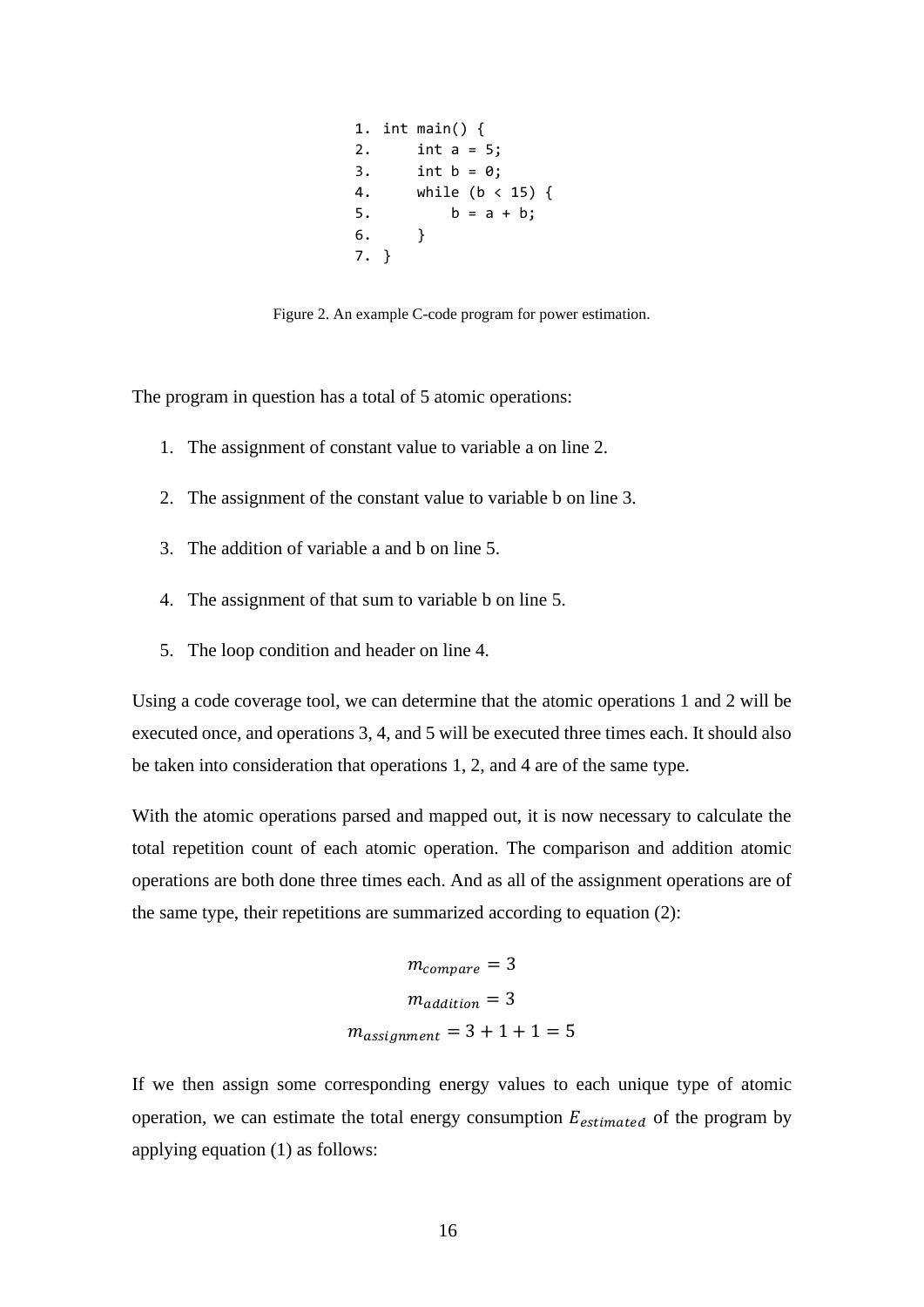```
1. int main() {
2.     int a = 5;
3.     int b = 0;
4.     while (b < 15) {
5.         b = a + b;
6.     }
7. }
```

Figure 2. An example C-code program for power estimation.

The program in question has a total of 5 atomic operations:

1. The assignment of constant value to variable a on line 2.
2. The assignment of the constant value to variable b on line 3.
3. The addition of variable a and b on line 5.
4. The assignment of that sum to variable b on line 5.
5. The loop condition and header on line 4.

Using a code coverage tool, we can determine that the atomic operations 1 and 2 will be executed once, and operations 3, 4, and 5 will be executed three times each. It should also be taken into consideration that operations 1, 2, and 4 are of the same type.

With the atomic operations parsed and mapped out, it is now necessary to calculate the total repetition count of each atomic operation. The comparison and addition atomic operations are both done three times each. And as all of the assignment operations are of the same type, their repetitions are summarized according to equation (2):

$$m_{compare} = 3$$

$$m_{addition} = 3$$

$$m_{assignment} = 3 + 1 + 1 = 5$$

If we then assign some corresponding energy values to each unique type of atomic operation, we can estimate the total energy consumption $E_{estimated}$ of the program by applying equation (1) as follows: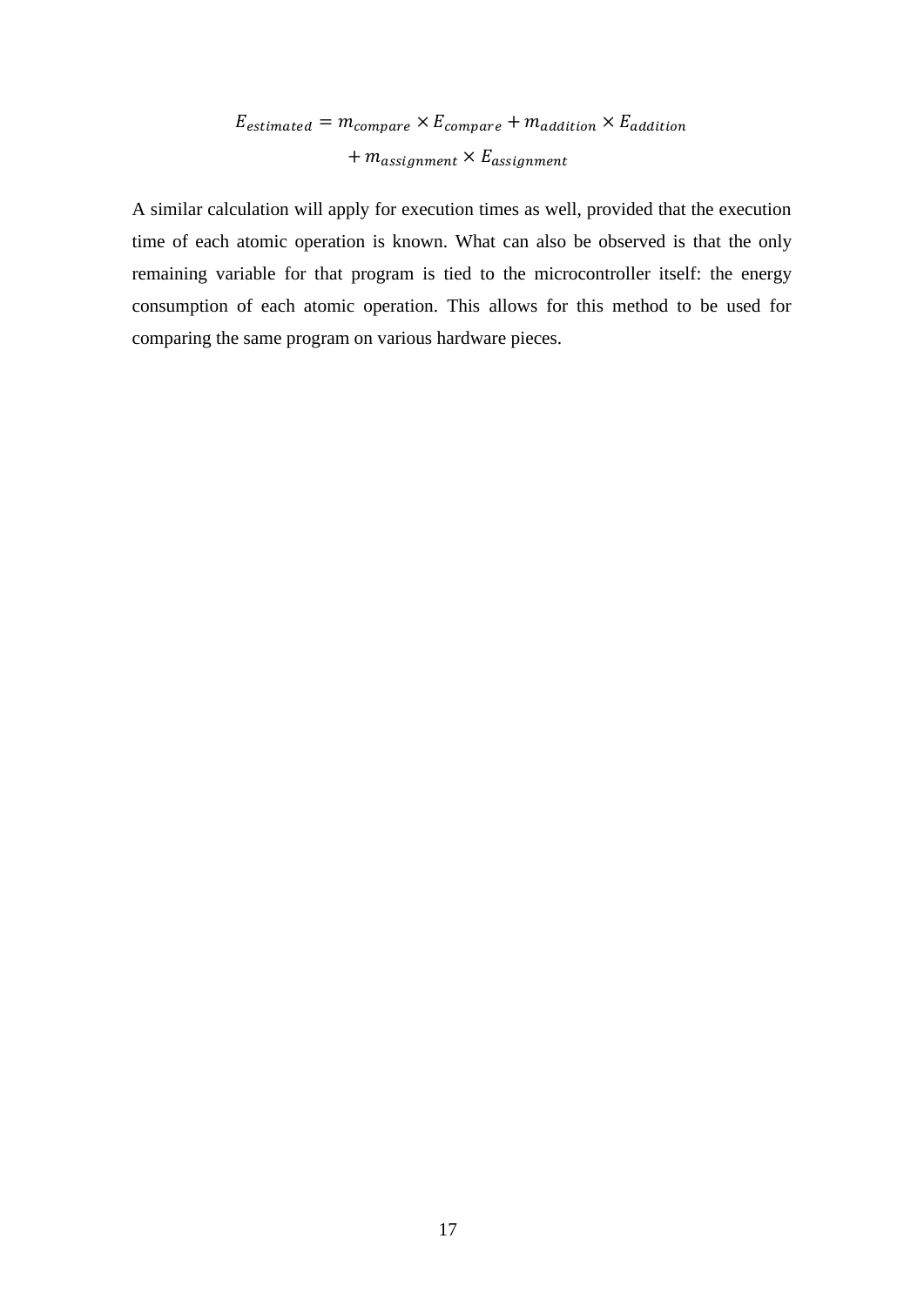$$E_{estimated} = m_{compare} \times E_{compare} + m_{addition} \times E_{addition} + m_{assignment} \times E_{assignment}$$

A similar calculation will apply for execution times as well, provided that the execution time of each atomic operation is known. What can also be observed is that the only remaining variable for that program is tied to the microcontroller itself: the energy consumption of each atomic operation. This allows for this method to be used for comparing the same program on various hardware pieces.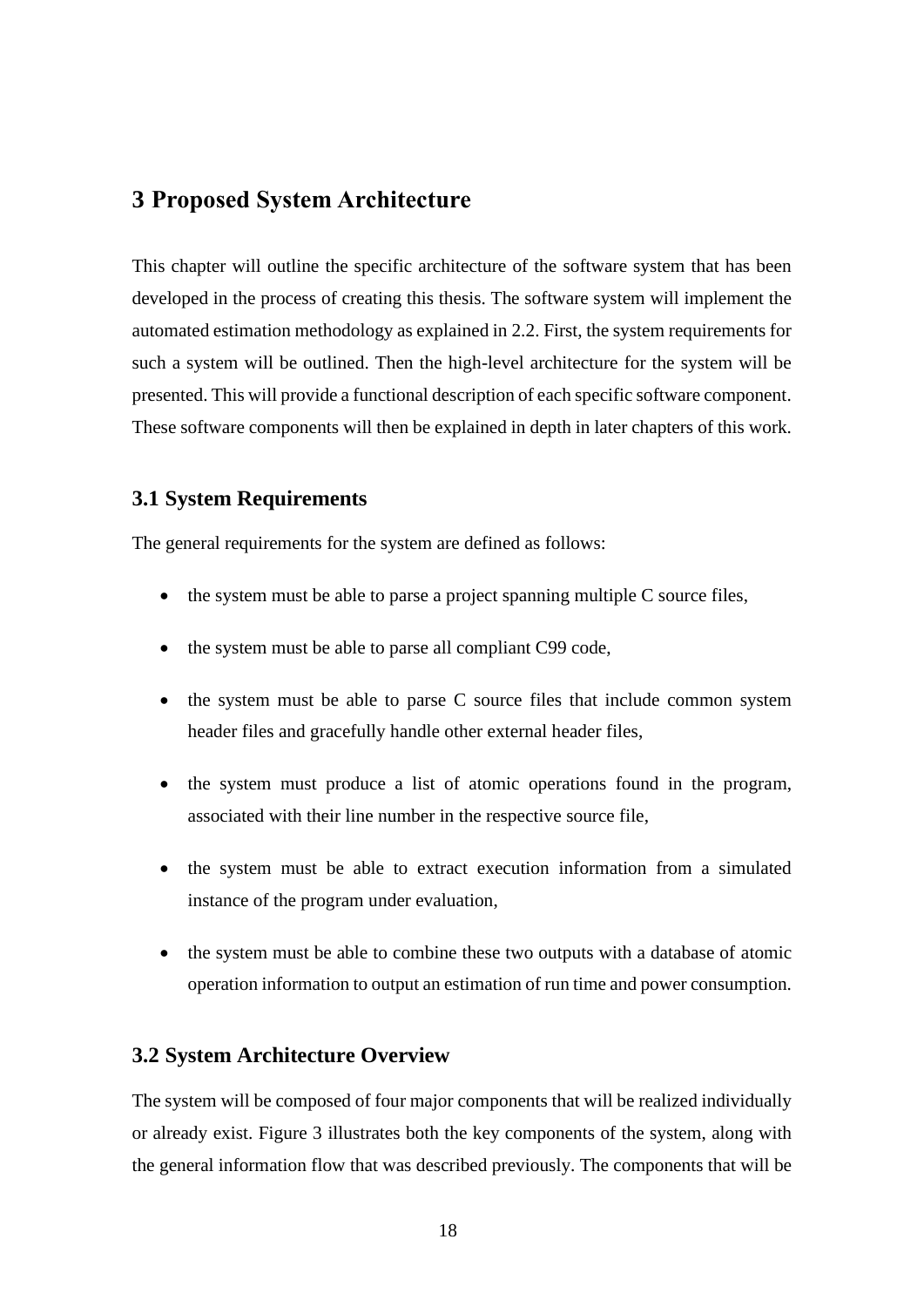# 3 Proposed System Architecture

This chapter will outline the specific architecture of the software system that has been developed in the process of creating this thesis. The software system will implement the automated estimation methodology as explained in 2.2. First, the system requirements for such a system will be outlined. Then the high-level architecture for the system will be presented. This will provide a functional description of each specific software component. These software components will then be explained in depth in later chapters of this work.

## 3.1 System Requirements

The general requirements for the system are defined as follows:

- the system must be able to parse a project spanning multiple C source files,
- the system must be able to parse all compliant C99 code,
- the system must be able to parse C source files that include common system header files and gracefully handle other external header files,
- the system must produce a list of atomic operations found in the program, associated with their line number in the respective source file,
- the system must be able to extract execution information from a simulated instance of the program under evaluation,
- the system must be able to combine these two outputs with a database of atomic operation information to output an estimation of run time and power consumption.

## 3.2 System Architecture Overview

The system will be composed of four major components that will be realized individually or already exist. Figure 3 illustrates both the key components of the system, along with the general information flow that was described previously. The components that will be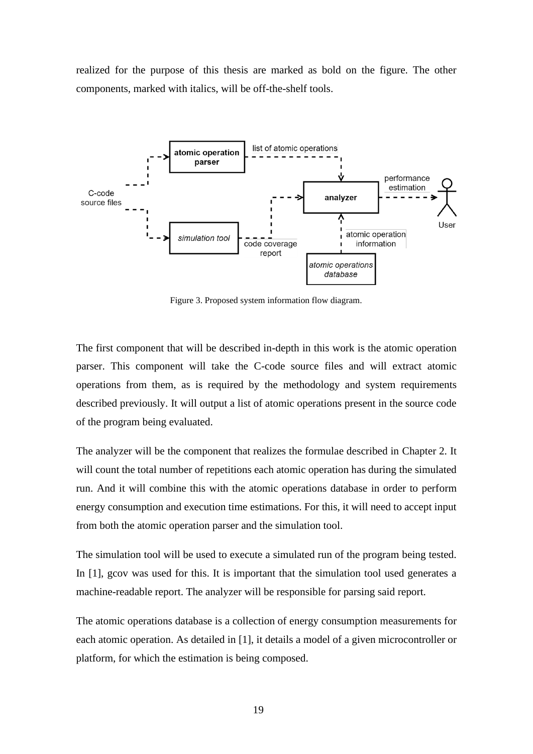realized for the purpose of this thesis are marked as bold on the figure. The other components, marked with italics, will be off-the-shelf tools.

Figure 3. Proposed system information flow diagram.

The first component that will be described in-depth in this work is the atomic operation parser. This component will take the C-code source files and will extract atomic operations from them, as is required by the methodology and system requirements described previously. It will output a list of atomic operations present in the source code of the program being evaluated.

The analyzer will be the component that realizes the formulae described in Chapter 2. It will count the total number of repetitions each atomic operation has during the simulated run. And it will combine this with the atomic operations database in order to perform energy consumption and execution time estimations. For this, it will need to accept input from both the atomic operation parser and the simulation tool.

The simulation tool will be used to execute a simulated run of the program being tested. In [1], gcov was used for this. It is important that the simulation tool used generates a machine-readable report. The analyzer will be responsible for parsing said report.

The atomic operations database is a collection of energy consumption measurements for each atomic operation. As detailed in [1], it details a model of a given microcontroller or platform, for which the estimation is being composed.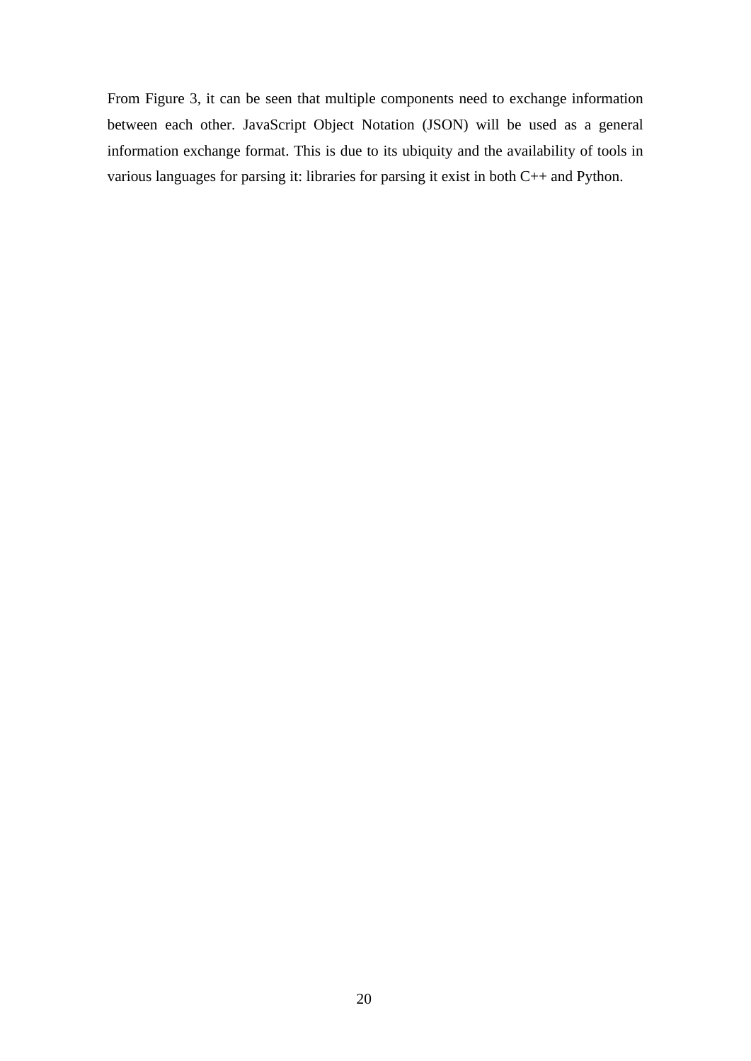From Figure 3, it can be seen that multiple components need to exchange information between each other. JavaScript Object Notation (JSON) will be used as a general information exchange format. This is due to its ubiquity and the availability of tools in various languages for parsing it: libraries for parsing it exist in both C++ and Python.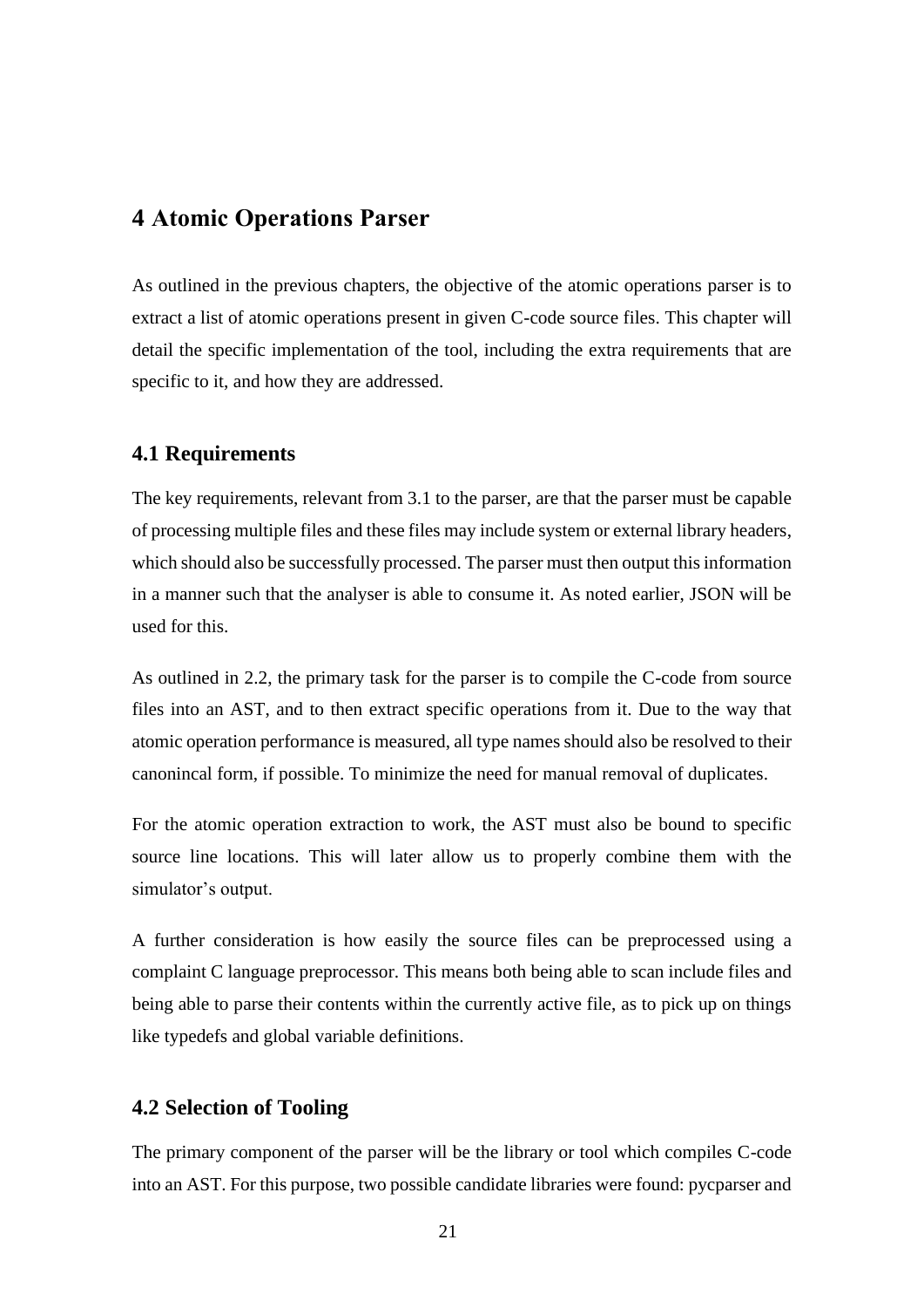# 4 Atomic Operations Parser

As outlined in the previous chapters, the objective of the atomic operations parser is to extract a list of atomic operations present in given C-code source files. This chapter will detail the specific implementation of the tool, including the extra requirements that are specific to it, and how they are addressed.

## 4.1 Requirements

The key requirements, relevant from 3.1 to the parser, are that the parser must be capable of processing multiple files and these files may include system or external library headers, which should also be successfully processed. The parser must then output this information in a manner such that the analyser is able to consume it. As noted earlier, JSON will be used for this.

As outlined in 2.2, the primary task for the parser is to compile the C-code from source files into an AST, and to then extract specific operations from it. Due to the way that atomic operation performance is measured, all type names should also be resolved to their canonincal form, if possible. To minimize the need for manual removal of duplicates.

For the atomic operation extraction to work, the AST must also be bound to specific source line locations. This will later allow us to properly combine them with the simulator's output.

A further consideration is how easily the source files can be preprocessed using a complaint C language preprocessor. This means both being able to scan include files and being able to parse their contents within the currently active file, as to pick up on things like typedefs and global variable definitions.

## 4.2 Selection of Tooling

The primary component of the parser will be the library or tool which compiles C-code into an AST. For this purpose, two possible candidate libraries were found: pycparser and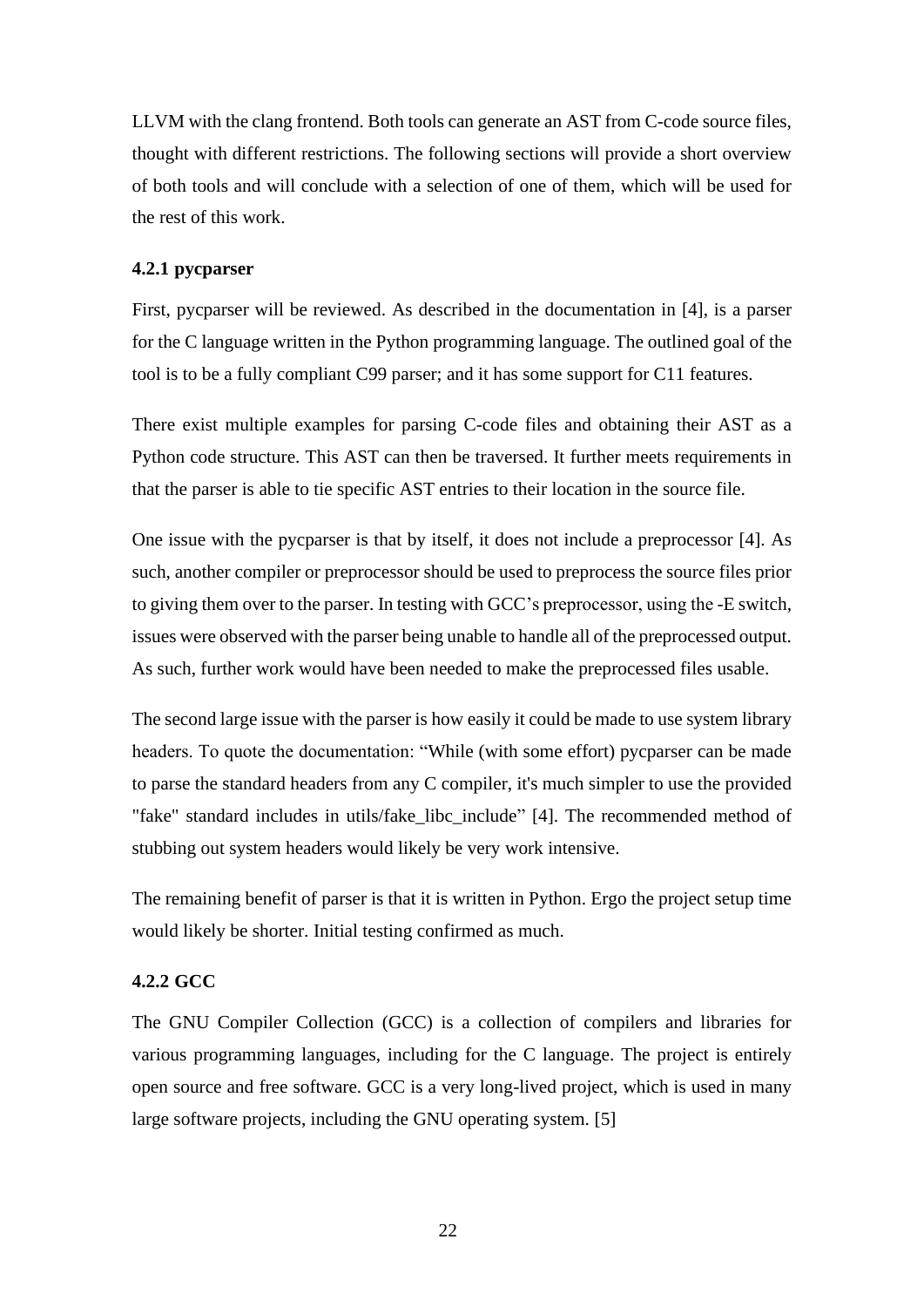LLVM with the clang frontend. Both tools can generate an AST from C-code source files, thought with different restrictions. The following sections will provide a short overview of both tools and will conclude with a selection of one of them, which will be used for the rest of this work.

### 4.2.1 pycparser

First, pycparser will be reviewed. As described in the documentation in [4], is a parser for the C language written in the Python programming language. The outlined goal of the tool is to be a fully compliant C99 parser; and it has some support for C11 features.

There exist multiple examples for parsing C-code files and obtaining their AST as a Python code structure. This AST can then be traversed. It further meets requirements in that the parser is able to tie specific AST entries to their location in the source file.

One issue with the pycparser is that by itself, it does not include a preprocessor [4]. As such, another compiler or preprocessor should be used to preprocess the source files prior to giving them over to the parser. In testing with GCC's preprocessor, using the -E switch, issues were observed with the parser being unable to handle all of the preprocessed output. As such, further work would have been needed to make the preprocessed files usable.

The second large issue with the parser is how easily it could be made to use system library headers. To quote the documentation: "While (with some effort) pycparser can be made to parse the standard headers from any C compiler, it's much simpler to use the provided "fake" standard includes in utils/fake_libc_include" [4]. The recommended method of stubbing out system headers would likely be very work intensive.

The remaining benefit of parser is that it is written in Python. Ergo the project setup time would likely be shorter. Initial testing confirmed as much.

### 4.2.2 GCC

The GNU Compiler Collection (GCC) is a collection of compilers and libraries for various programming languages, including for the C language. The project is entirely open source and free software. GCC is a very long-lived project, which is used in many large software projects, including the GNU operating system. [5]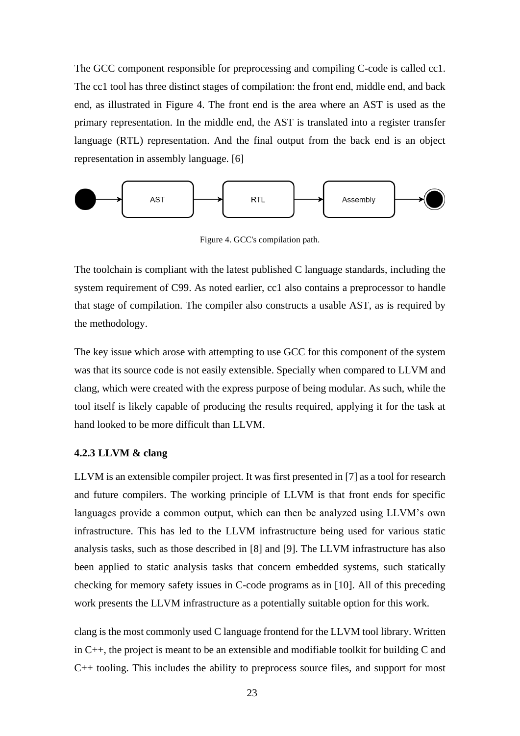The GCC component responsible for preprocessing and compiling C-code is called cc1. The cc1 tool has three distinct stages of compilation: the front end, middle end, and back end, as illustrated in Figure 4. The front end is the area where an AST is used as the primary representation. In the middle end, the AST is translated into a register transfer language (RTL) representation. And the final output from the back end is an object representation in assembly language. [6]

Figure 4. GCC's compilation path.

The toolchain is compliant with the latest published C language standards, including the system requirement of C99. As noted earlier, cc1 also contains a preprocessor to handle that stage of compilation. The compiler also constructs a usable AST, as is required by the methodology.

The key issue which arose with attempting to use GCC for this component of the system was that its source code is not easily extensible. Specially when compared to LLVM and clang, which were created with the express purpose of being modular. As such, while the tool itself is likely capable of producing the results required, applying it for the task at hand looked to be more difficult than LLVM.

### 4.2.3 LLVM & clang

LLVM is an extensible compiler project. It was first presented in [7] as a tool for research and future compilers. The working principle of LLVM is that front ends for specific languages provide a common output, which can then be analyzed using LLVM's own infrastructure. This has led to the LLVM infrastructure being used for various static analysis tasks, such as those described in [8] and [9]. The LLVM infrastructure has also been applied to static analysis tasks that concern embedded systems, such statically checking for memory safety issues in C-code programs as in [10]. All of this preceding work presents the LLVM infrastructure as a potentially suitable option for this work.

clang is the most commonly used C language frontend for the LLVM tool library. Written in C++, the project is meant to be an extensible and modifiable toolkit for building C and C++ tooling. This includes the ability to preprocess source files, and support for most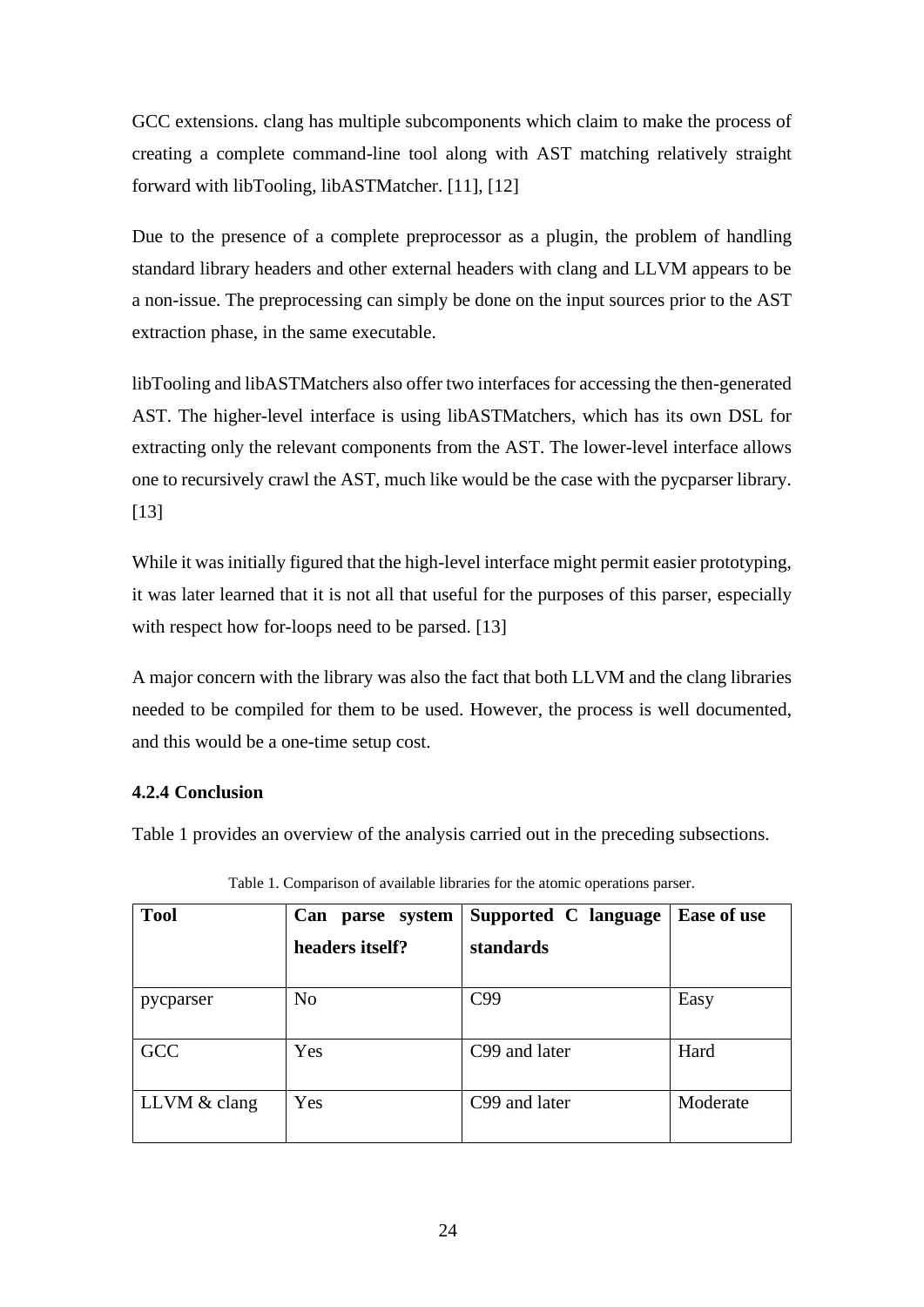GCC extensions. clang has multiple subcomponents which claim to make the process of creating a complete command-line tool along with AST matching relatively straight forward with libTooling, libASTMatcher. [11], [12]

Due to the presence of a complete preprocessor as a plugin, the problem of handling standard library headers and other external headers with clang and LLVM appears to be a non-issue. The preprocessing can simply be done on the input sources prior to the AST extraction phase, in the same executable.

libTooling and libASTMatchers also offer two interfaces for accessing the then-generated AST. The higher-level interface is using libASTMatchers, which has its own DSL for extracting only the relevant components from the AST. The lower-level interface allows one to recursively crawl the AST, much like would be the case with the pycparser library. [13]

While it was initially figured that the high-level interface might permit easier prototyping, it was later learned that it is not all that useful for the purposes of this parser, especially with respect how for-loops need to be parsed. [13]

A major concern with the library was also the fact that both LLVM and the clang libraries needed to be compiled for them to be used. However, the process is well documented, and this would be a one-time setup cost.

### 4.2.4 Conclusion

Table 1 provides an overview of the analysis carried out in the preceding subsections.

Table 1. Comparison of available libraries for the atomic operations parser.

| Tool | Can parse system headers itself? | Supported C language standards | Ease of use |
|---|---|---|---|
| pycparser | No | C99 | Easy |
| GCC | Yes | C99 and later | Hard |
| LLVM & clang | Yes | C99 and later | Moderate |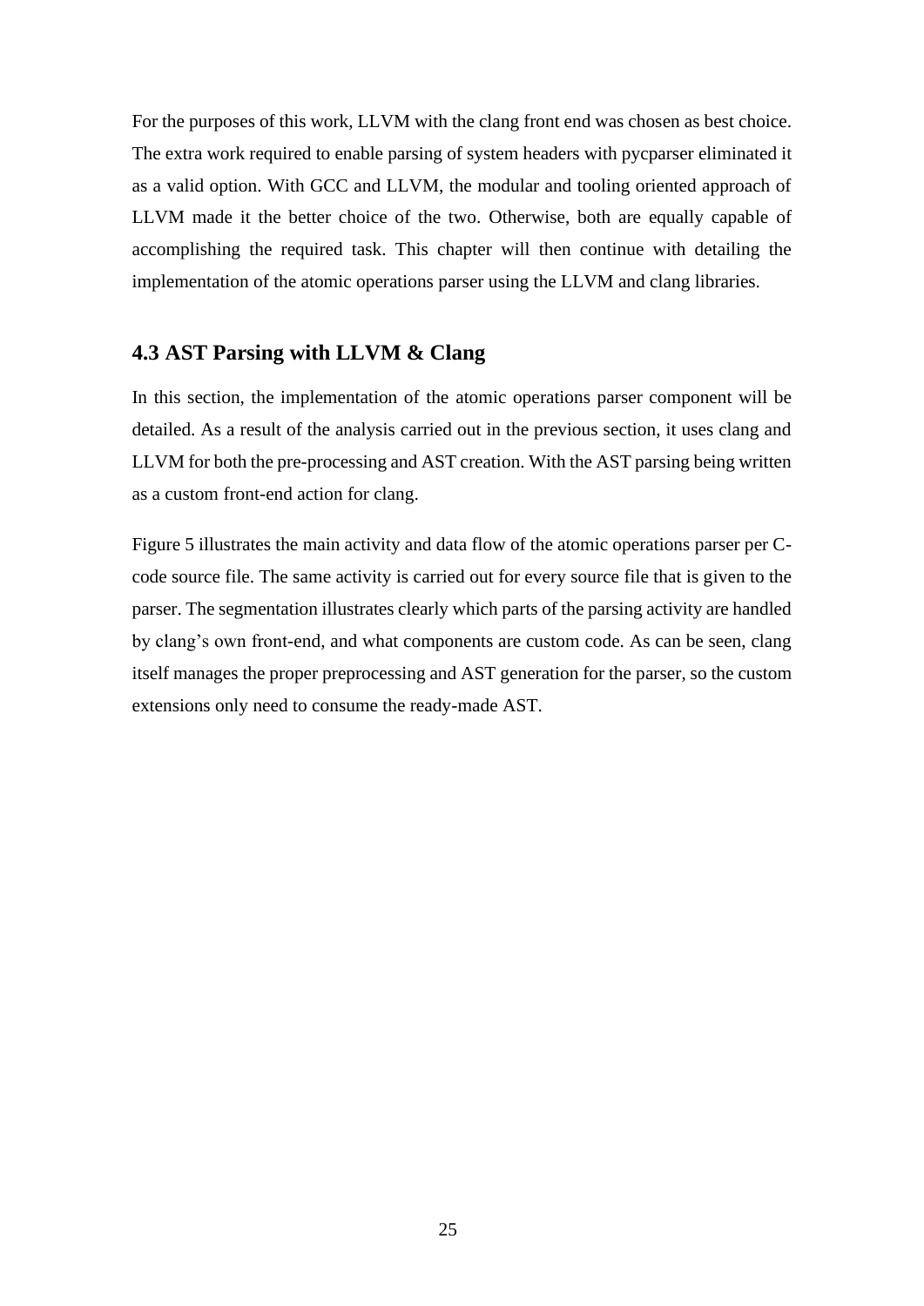For the purposes of this work, LLVM with the clang front end was chosen as best choice. The extra work required to enable parsing of system headers with pycparser eliminated it as a valid option. With GCC and LLVM, the modular and tooling oriented approach of LLVM made it the better choice of the two. Otherwise, both are equally capable of accomplishing the required task. This chapter will then continue with detailing the implementation of the atomic operations parser using the LLVM and clang libraries.

### 4.3 AST Parsing with LLVM & Clang

In this section, the implementation of the atomic operations parser component will be detailed. As a result of the analysis carried out in the previous section, it uses clang and LLVM for both the pre-processing and AST creation. With the AST parsing being written as a custom front-end action for clang.

Figure 5 illustrates the main activity and data flow of the atomic operations parser per C-code source file. The same activity is carried out for every source file that is given to the parser. The segmentation illustrates clearly which parts of the parsing activity are handled by clang's own front-end, and what components are custom code. As can be seen, clang itself manages the proper preprocessing and AST generation for the parser, so the custom extensions only need to consume the ready-made AST.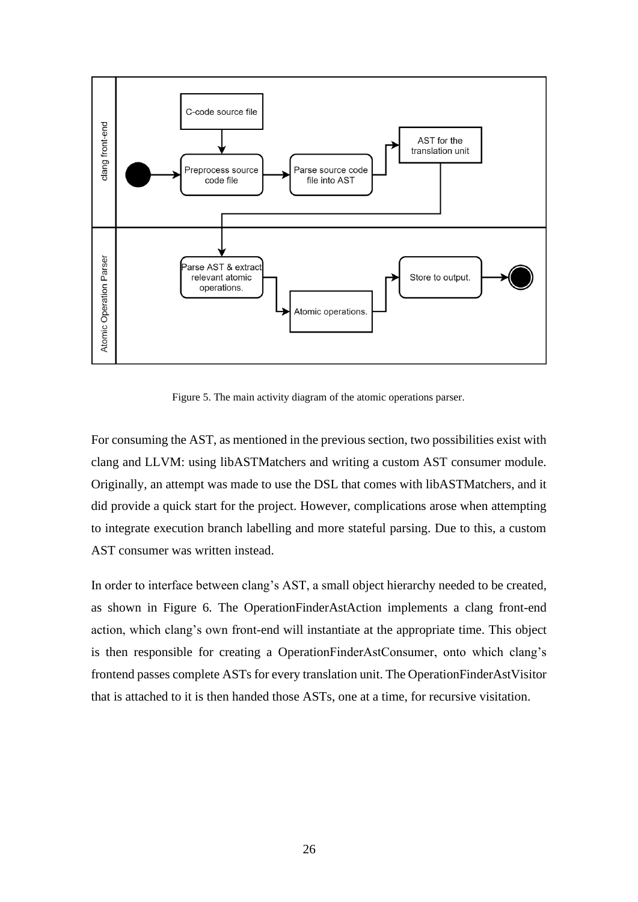Figure 5. The main activity diagram of the atomic operations parser.

For consuming the AST, as mentioned in the previous section, two possibilities exist with clang and LLVM: using libASTMatchers and writing a custom AST consumer module. Originally, an attempt was made to use the DSL that comes with libASTMatchers, and it did provide a quick start for the project. However, complications arose when attempting to integrate execution branch labelling and more stateful parsing. Due to this, a custom AST consumer was written instead.

In order to interface between clang's AST, a small object hierarchy needed to be created, as shown in Figure 6. The OperationFinderAstAction implements a clang front-end action, which clang's own front-end will instantiate at the appropriate time. This object is then responsible for creating a OperationFinderAstConsumer, onto which clang's frontend passes complete ASTs for every translation unit. The OperationFinderAstVisitor that is attached to it is then handed those ASTs, one at a time, for recursive visitation.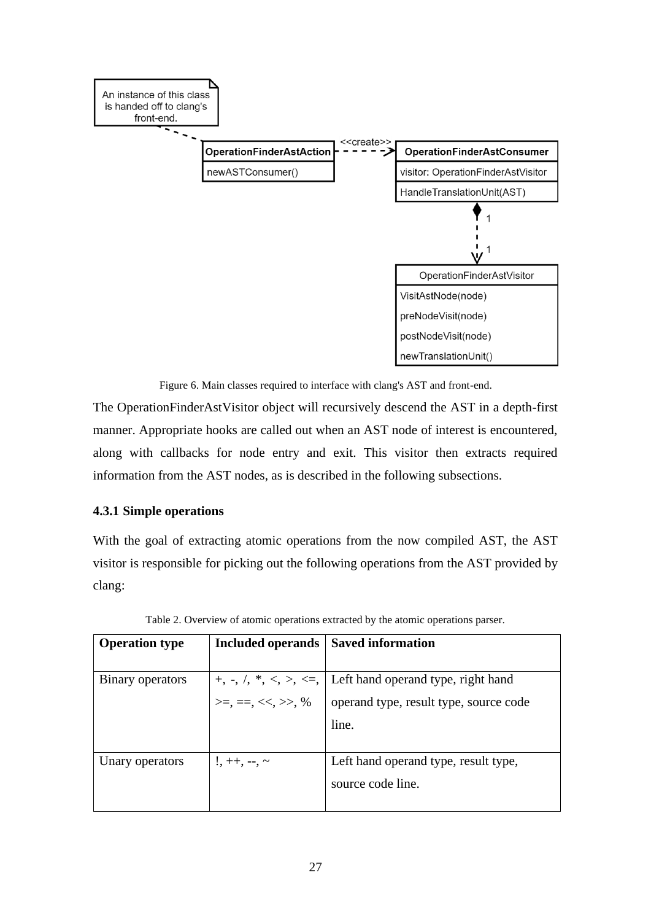An instance of this class is handed off to clang's front-end.

| OperationFinderAstAction |
| --- |
| newASTConsumer() |

<<create>>

| OperationFinderAstConsumer |
| --- |
| visitor: OperationFinderAstVisitor |
| HandleTranslationUnit(AST) |

| OperationFinderAstVisitor |
| --- |
| VisitAstNode(node) |
| preNodeVisit(node) |
| postNodeVisit(node) |
| newTranslationUnit() |

Figure 6. Main classes required to interface with clang's AST and front-end.

The OperationFinderAstVisitor object will recursively descend the AST in a depth-first manner. Appropriate hooks are called out when an AST node of interest is encountered, along with callbacks for node entry and exit. This visitor then extracts required information from the AST nodes, as is described in the following subsections.

### 4.3.1 Simple operations

With the goal of extracting atomic operations from the now compiled AST, the AST visitor is responsible for picking out the following operations from the AST provided by clang:

Table 2. Overview of atomic operations extracted by the atomic operations parser.

| **Operation type** | **Included operands** | **Saved information** |
| --- | --- | --- |
| Binary operators | +, -, /, *, <, >, <=, >=, ==, <<, >>, % | Left hand operand type, right hand operand type, result type, source code line. |
| Unary operators | !, ++, --, ~ | Left hand operand type, result type, source code line. |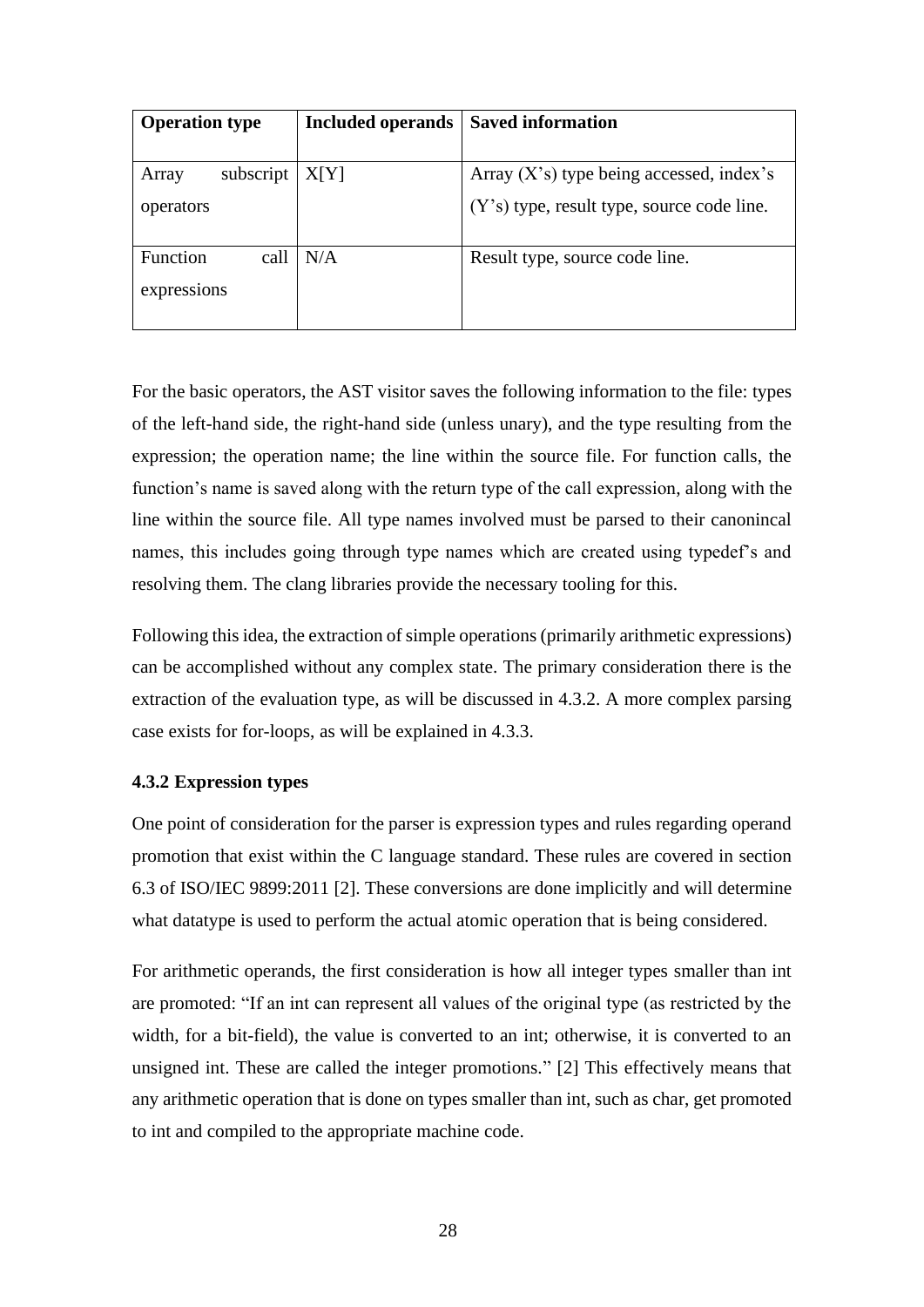| Operation type | Included operands | Saved information |
|---|---|---|
| Array subscript operators | X[Y] | Array (X's) type being accessed, index's (Y's) type, result type, source code line. |
| Function call expressions | N/A | Result type, source code line. |

For the basic operators, the AST visitor saves the following information to the file: types of the left-hand side, the right-hand side (unless unary), and the type resulting from the expression; the operation name; the line within the source file. For function calls, the function's name is saved along with the return type of the call expression, along with the line within the source file. All type names involved must be parsed to their canonincal names, this includes going through type names which are created using typedef's and resolving them. The clang libraries provide the necessary tooling for this.

Following this idea, the extraction of simple operations (primarily arithmetic expressions) can be accomplished without any complex state. The primary consideration there is the extraction of the evaluation type, as will be discussed in 4.3.2. A more complex parsing case exists for for-loops, as will be explained in 4.3.3.

### 4.3.2 Expression types

One point of consideration for the parser is expression types and rules regarding operand promotion that exist within the C language standard. These rules are covered in section 6.3 of ISO/IEC 9899:2011 [2]. These conversions are done implicitly and will determine what datatype is used to perform the actual atomic operation that is being considered.

For arithmetic operands, the first consideration is how all integer types smaller than int are promoted: "If an int can represent all values of the original type (as restricted by the width, for a bit-field), the value is converted to an int; otherwise, it is converted to an unsigned int. These are called the integer promotions." [2] This effectively means that any arithmetic operation that is done on types smaller than int, such as char, get promoted to int and compiled to the appropriate machine code.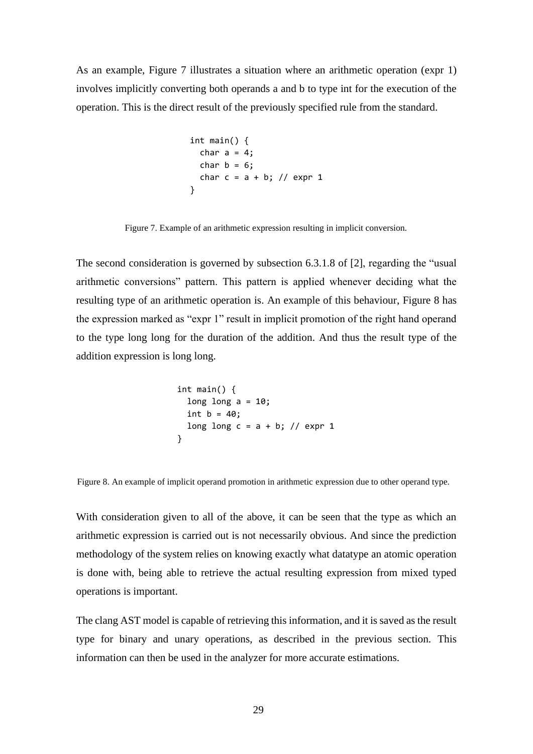As an example, Figure 7 illustrates a situation where an arithmetic operation (expr 1) involves implicitly converting both operands a and b to type int for the execution of the operation. This is the direct result of the previously specified rule from the standard.

```
int main() {
  char a = 4;
  char b = 6;
  char c = a + b; // expr 1
}
```

Figure 7. Example of an arithmetic expression resulting in implicit conversion.

The second consideration is governed by subsection 6.3.1.8 of [2], regarding the "usual arithmetic conversions" pattern. This pattern is applied whenever deciding what the resulting type of an arithmetic operation is. An example of this behaviour, Figure 8 has the expression marked as "expr 1" result in implicit promotion of the right hand operand to the type long long for the duration of the addition. And thus the result type of the addition expression is long long.

```
int main() {
  long long a = 10;
  int b = 40;
  long long c = a + b; // expr 1
}
```

Figure 8. An example of implicit operand promotion in arithmetic expression due to other operand type.

With consideration given to all of the above, it can be seen that the type as which an arithmetic expression is carried out is not necessarily obvious. And since the prediction methodology of the system relies on knowing exactly what datatype an atomic operation is done with, being able to retrieve the actual resulting expression from mixed typed operations is important.

The clang AST model is capable of retrieving this information, and it is saved as the result type for binary and unary operations, as described in the previous section. This information can then be used in the analyzer for more accurate estimations.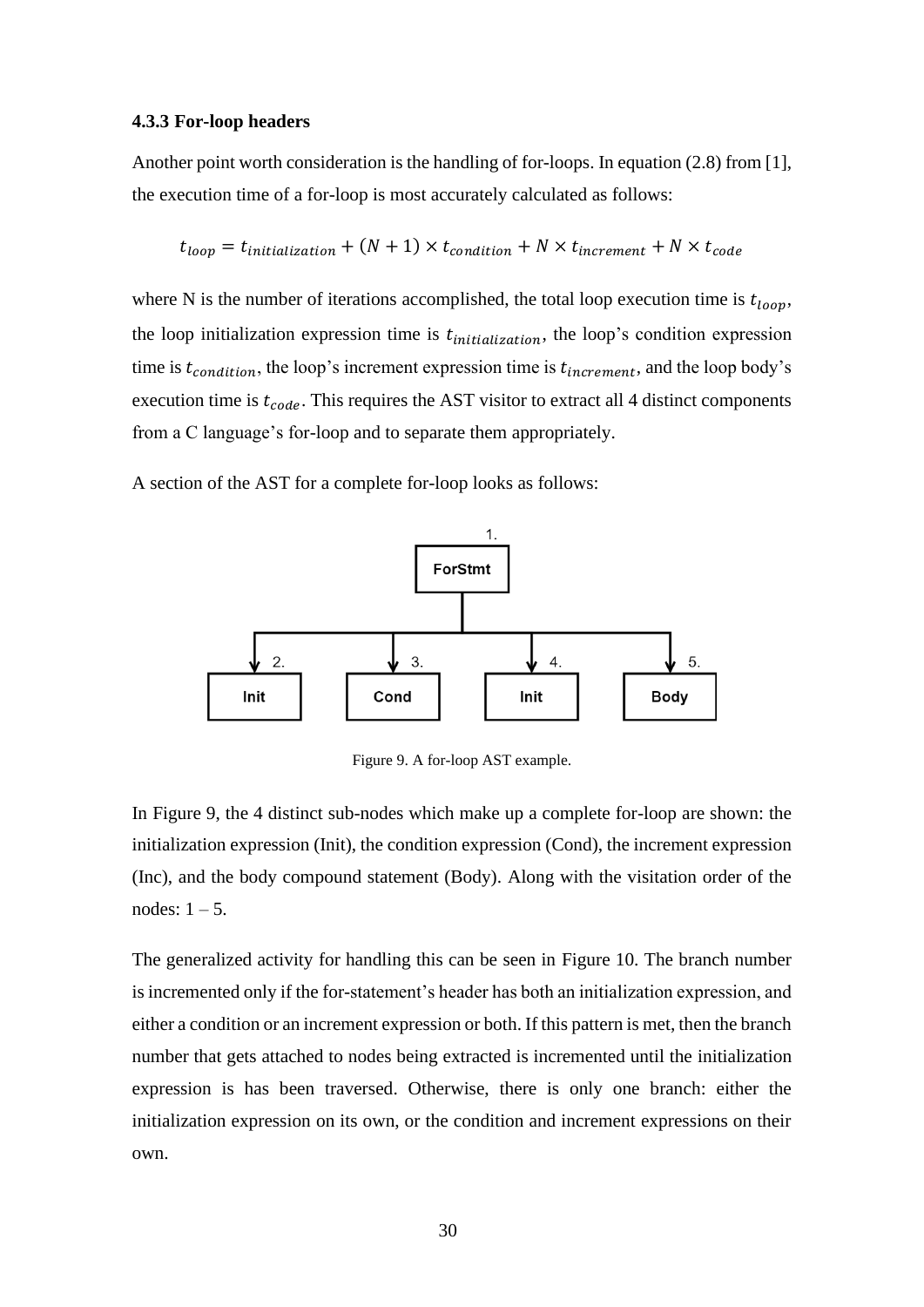### 4.3.3 For-loop headers

Another point worth consideration is the handling of for-loops. In equation (2.8) from [1], the execution time of a for-loop is most accurately calculated as follows:

$$t_{loop} = t_{initialization} + (N + 1) \times t_{condition} + N \times t_{increment} + N \times t_{code}$$

where N is the number of iterations accomplished, the total loop execution time is $t_{loop}$, the loop initialization expression time is $t_{initialization}$, the loop's condition expression time is $t_{condition}$, the loop's increment expression time is $t_{increment}$, and the loop body's execution time is $t_{code}$. This requires the AST visitor to extract all 4 distinct components from a C language's for-loop and to separate them appropriately.

A section of the AST for a complete for-loop looks as follows:

Figure 9. A for-loop AST example.

In Figure 9, the 4 distinct sub-nodes which make up a complete for-loop are shown: the initialization expression (Init), the condition expression (Cond), the increment expression (Inc), and the body compound statement (Body). Along with the visitation order of the nodes: 1 – 5.

The generalized activity for handling this can be seen in Figure 10. The branch number is incremented only if the for-statement's header has both an initialization expression, and either a condition or an increment expression or both. If this pattern is met, then the branch number that gets attached to nodes being extracted is incremented until the initialization expression is has been traversed. Otherwise, there is only one branch: either the initialization expression on its own, or the condition and increment expressions on their own.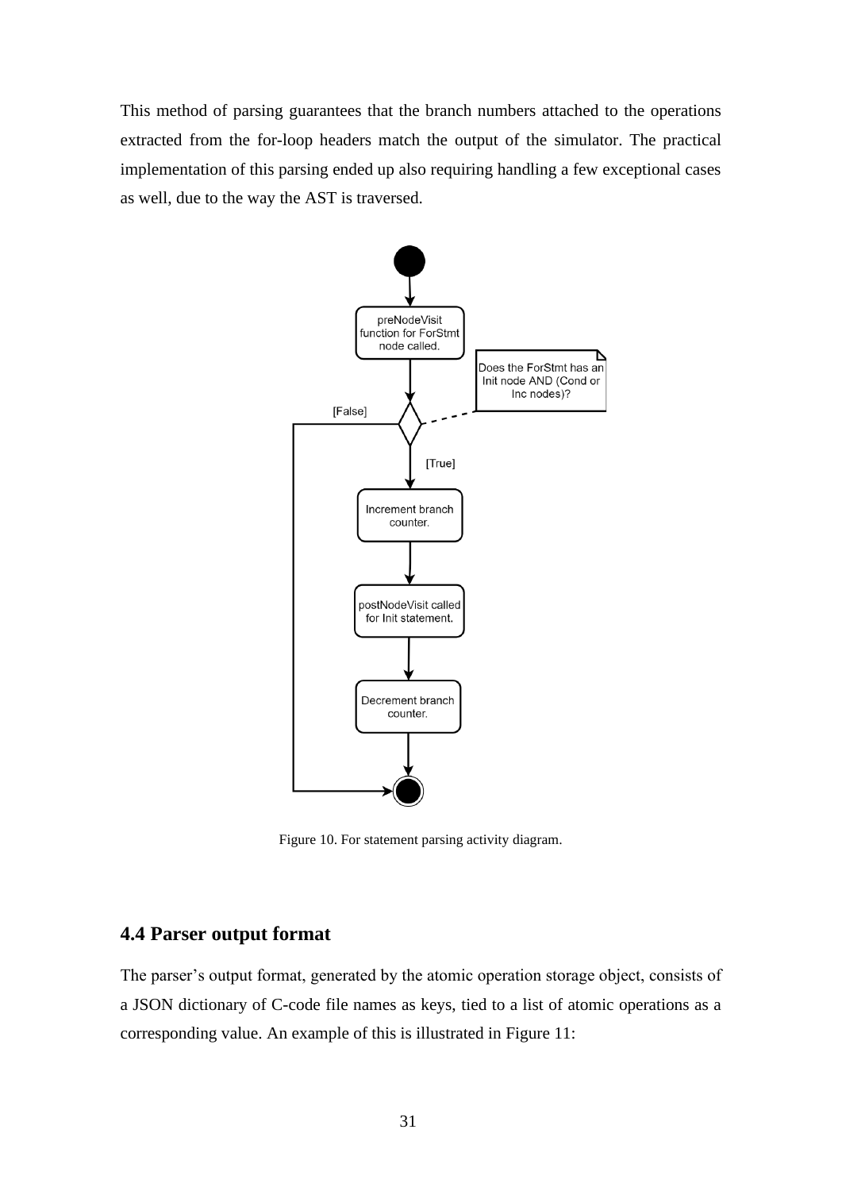This method of parsing guarantees that the branch numbers attached to the operations extracted from the for-loop headers match the output of the simulator. The practical implementation of this parsing ended up also requiring handling a few exceptional cases as well, due to the way the AST is traversed.

Figure 10. For statement parsing activity diagram.

## 4.4 Parser output format

The parser's output format, generated by the atomic operation storage object, consists of a JSON dictionary of C-code file names as keys, tied to a list of atomic operations as a corresponding value. An example of this is illustrated in Figure 11: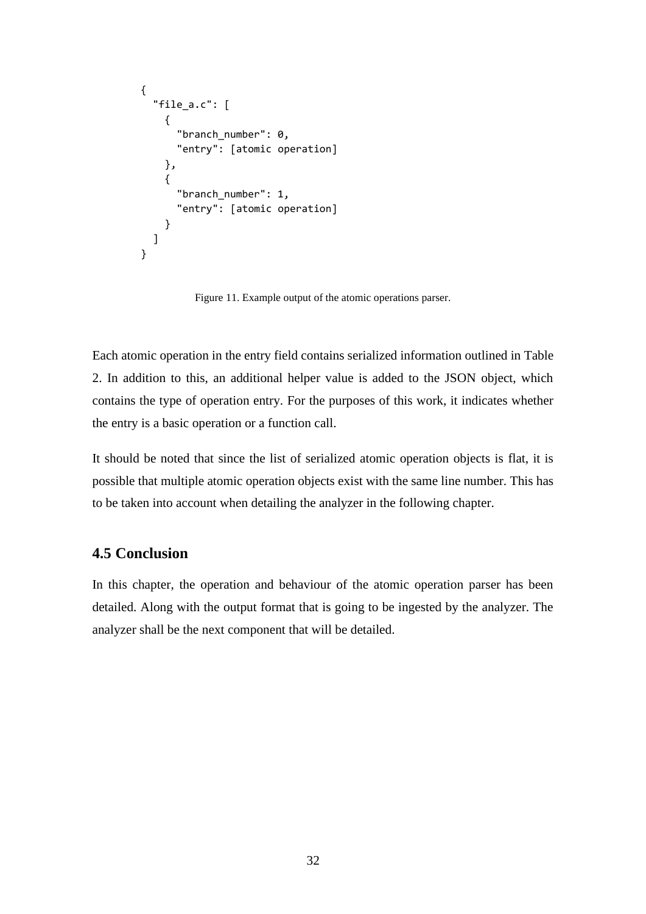```
{
  "file_a.c": [
    {
      "branch_number": 0,
      "entry": [atomic operation]
    },
    {
      "branch_number": 1,
      "entry": [atomic operation]
    }
  ]
}
```

Figure 11. Example output of the atomic operations parser.

Each atomic operation in the entry field contains serialized information outlined in Table 2. In addition to this, an additional helper value is added to the JSON object, which contains the type of operation entry. For the purposes of this work, it indicates whether the entry is a basic operation or a function call.

It should be noted that since the list of serialized atomic operation objects is flat, it is possible that multiple atomic operation objects exist with the same line number. This has to be taken into account when detailing the analyzer in the following chapter.

## 4.5 Conclusion

In this chapter, the operation and behaviour of the atomic operation parser has been detailed. Along with the output format that is going to be ingested by the analyzer. The analyzer shall be the next component that will be detailed.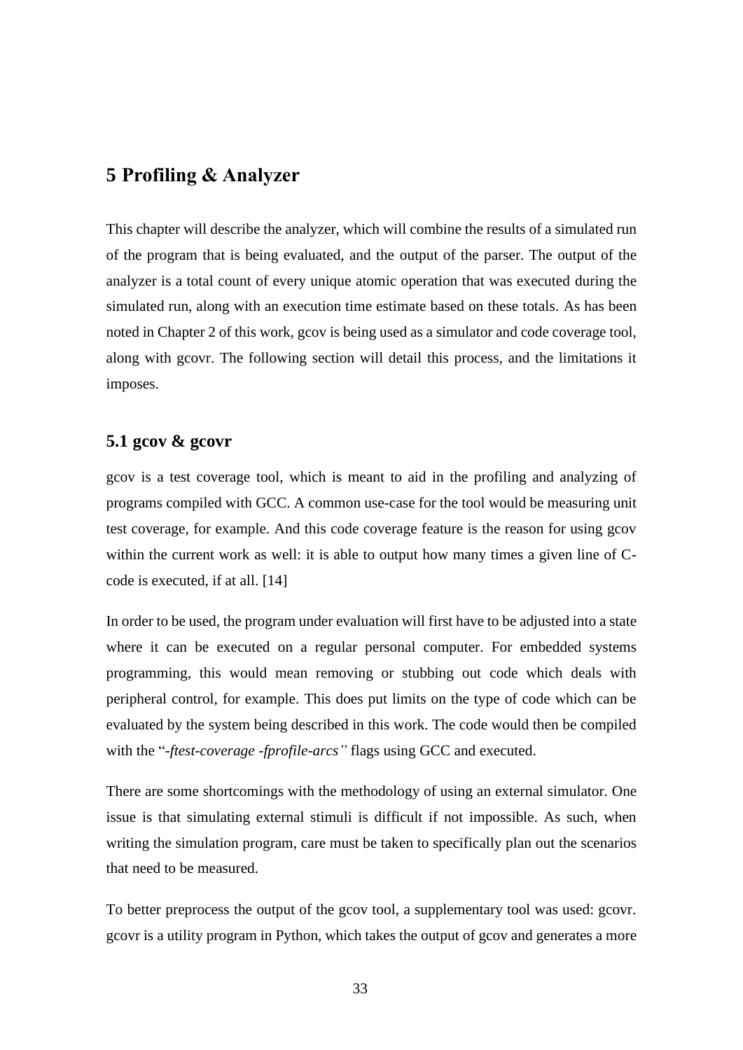# 5 Profiling & Analyzer

This chapter will describe the analyzer, which will combine the results of a simulated run of the program that is being evaluated, and the output of the parser. The output of the analyzer is a total count of every unique atomic operation that was executed during the simulated run, along with an execution time estimate based on these totals. As has been noted in Chapter 2 of this work, gcov is being used as a simulator and code coverage tool, along with gcovr. The following section will detail this process, and the limitations it imposes.

## 5.1 gcov & gcovr

gcov is a test coverage tool, which is meant to aid in the profiling and analyzing of programs compiled with GCC. A common use-case for the tool would be measuring unit test coverage, for example. And this code coverage feature is the reason for using gcov within the current work as well: it is able to output how many times a given line of C-code is executed, if at all. [14]

In order to be used, the program under evaluation will first have to be adjusted into a state where it can be executed on a regular personal computer. For embedded systems programming, this would mean removing or stubbing out code which deals with peripheral control, for example. This does put limits on the type of code which can be evaluated by the system being described in this work. The code would then be compiled with the "*-ftest-coverage -fprofile-arcs"* flags using GCC and executed.

There are some shortcomings with the methodology of using an external simulator. One issue is that simulating external stimuli is difficult if not impossible. As such, when writing the simulation program, care must be taken to specifically plan out the scenarios that need to be measured.

To better preprocess the output of the gcov tool, a supplementary tool was used: gcovr. gcovr is a utility program in Python, which takes the output of gcov and generates a more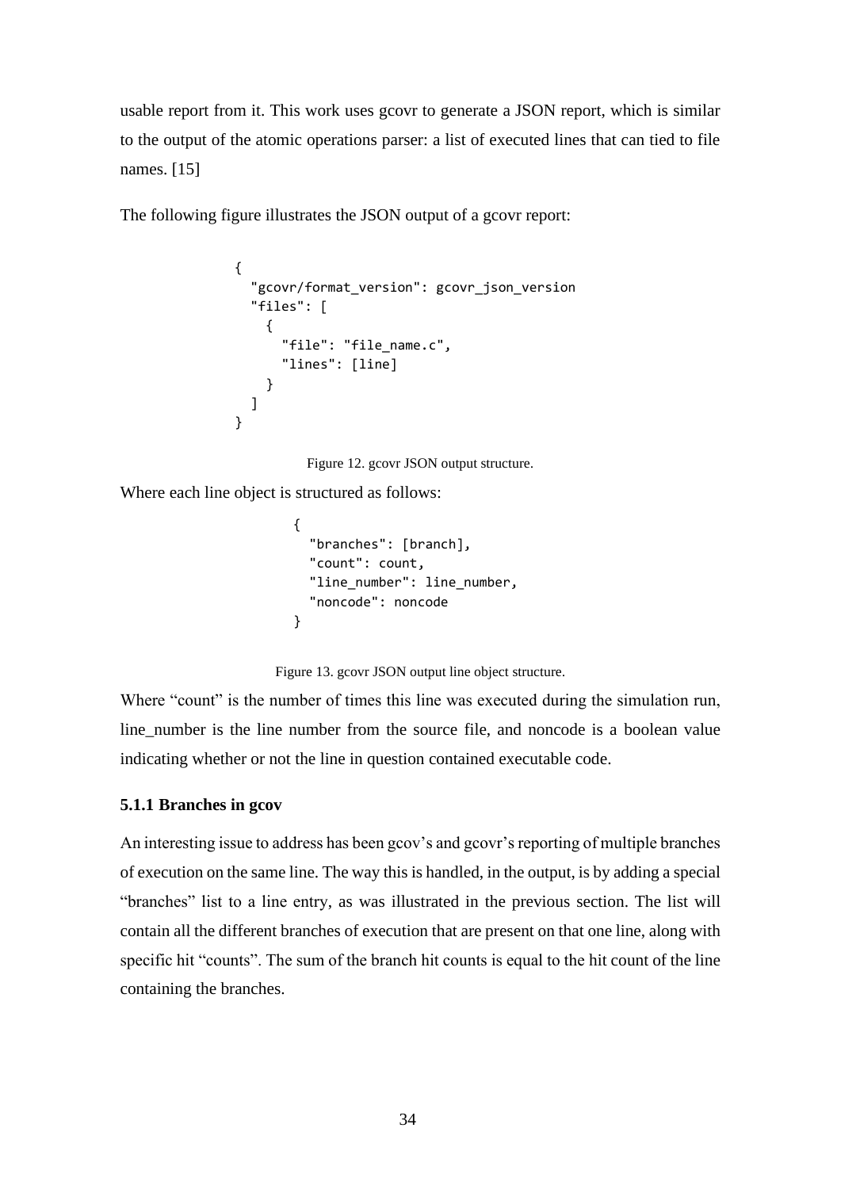usable report from it. This work uses gcovr to generate a JSON report, which is similar to the output of the atomic operations parser: a list of executed lines that can tied to file names. [15]

The following figure illustrates the JSON output of a gcovr report:

```
{
  "gcovr/format_version": gcovr_json_version
  "files": [
    {
      "file": "file_name.c",
      "lines": [line]
    }
  ]
}
```

Figure 12. gcovr JSON output structure.

Where each line object is structured as follows:

```
{
  "branches": [branch],
  "count": count,
  "line_number": line_number,
  "noncode": noncode
}
```

Figure 13. gcovr JSON output line object structure.

Where "count" is the number of times this line was executed during the simulation run, line_number is the line number from the source file, and noncode is a boolean value indicating whether or not the line in question contained executable code.

### 5.1.1 Branches in gcov

An interesting issue to address has been gcov's and gcovr's reporting of multiple branches of execution on the same line. The way this is handled, in the output, is by adding a special "branches" list to a line entry, as was illustrated in the previous section. The list will contain all the different branches of execution that are present on that one line, along with specific hit "counts". The sum of the branch hit counts is equal to the hit count of the line containing the branches.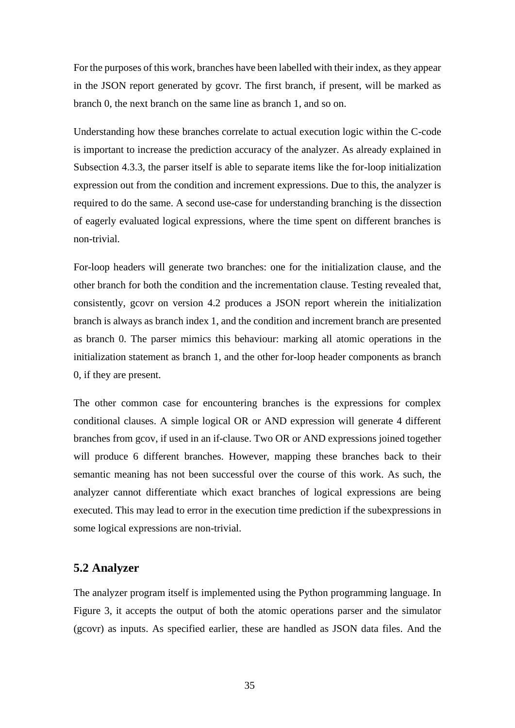For the purposes of this work, branches have been labelled with their index, as they appear in the JSON report generated by gcovr. The first branch, if present, will be marked as branch 0, the next branch on the same line as branch 1, and so on.

Understanding how these branches correlate to actual execution logic within the C-code is important to increase the prediction accuracy of the analyzer. As already explained in Subsection 4.3.3, the parser itself is able to separate items like the for-loop initialization expression out from the condition and increment expressions. Due to this, the analyzer is required to do the same. A second use-case for understanding branching is the dissection of eagerly evaluated logical expressions, where the time spent on different branches is non-trivial.

For-loop headers will generate two branches: one for the initialization clause, and the other branch for both the condition and the incrementation clause. Testing revealed that, consistently, gcovr on version 4.2 produces a JSON report wherein the initialization branch is always as branch index 1, and the condition and increment branch are presented as branch 0. The parser mimics this behaviour: marking all atomic operations in the initialization statement as branch 1, and the other for-loop header components as branch 0, if they are present.

The other common case for encountering branches is the expressions for complex conditional clauses. A simple logical OR or AND expression will generate 4 different branches from gcov, if used in an if-clause. Two OR or AND expressions joined together will produce 6 different branches. However, mapping these branches back to their semantic meaning has not been successful over the course of this work. As such, the analyzer cannot differentiate which exact branches of logical expressions are being executed. This may lead to error in the execution time prediction if the subexpressions in some logical expressions are non-trivial.

## 5.2 Analyzer

The analyzer program itself is implemented using the Python programming language. In Figure 3, it accepts the output of both the atomic operations parser and the simulator (gcovr) as inputs. As specified earlier, these are handled as JSON data files. And the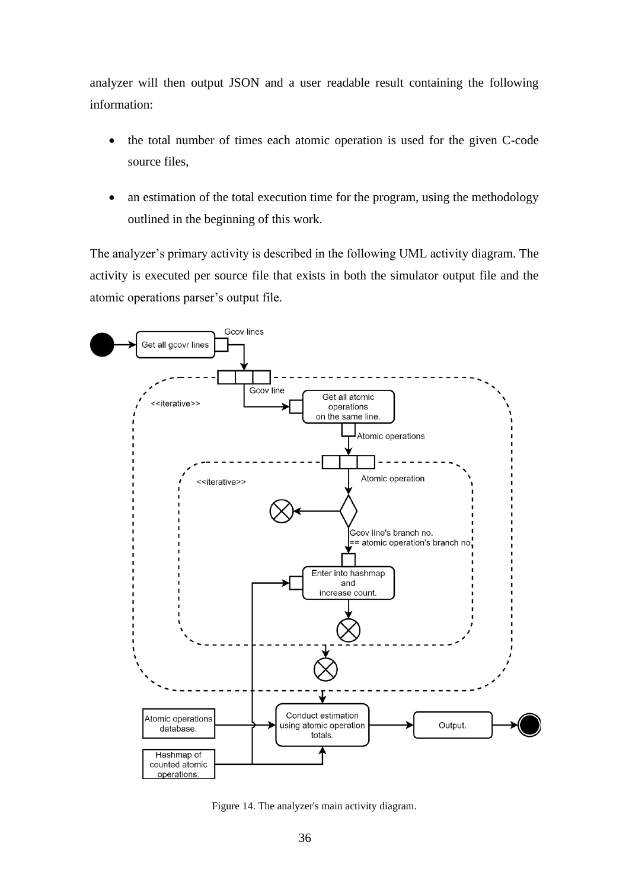analyzer will then output JSON and a user readable result containing the following information:

- the total number of times each atomic operation is used for the given C-code source files,
- an estimation of the total execution time for the program, using the methodology outlined in the beginning of this work.

The analyzer's primary activity is described in the following UML activity diagram. The activity is executed per source file that exists in both the simulator output file and the atomic operations parser's output file.

Figure 14. The analyzer's main activity diagram.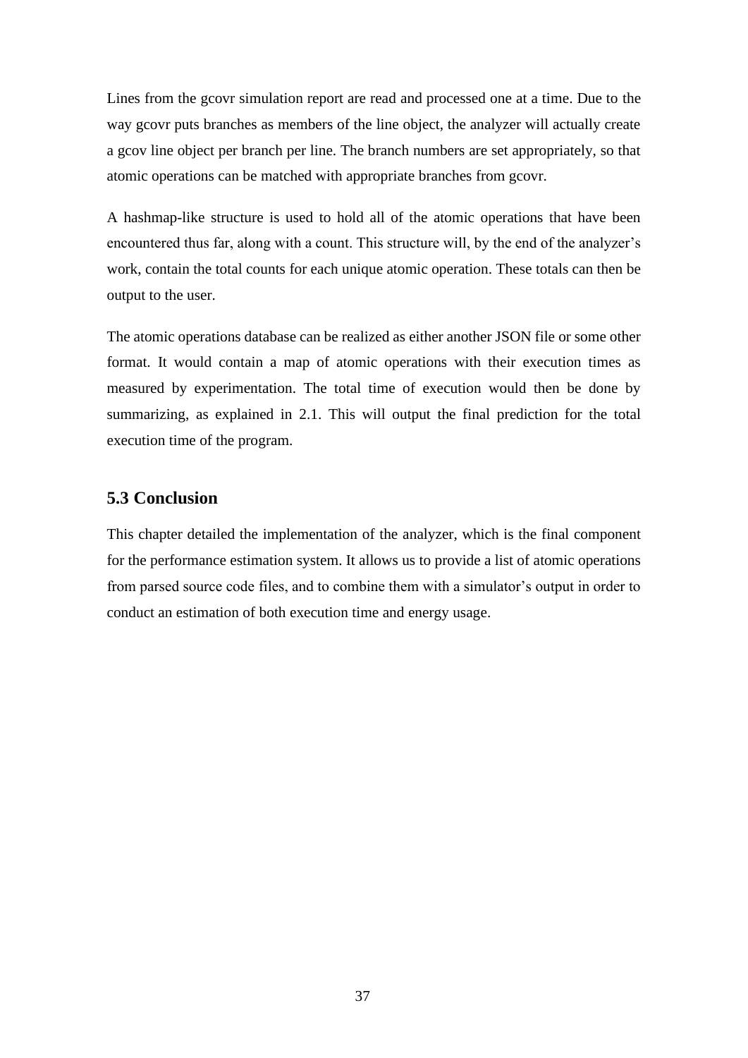Lines from the gcovr simulation report are read and processed one at a time. Due to the way gcovr puts branches as members of the line object, the analyzer will actually create a gcov line object per branch per line. The branch numbers are set appropriately, so that atomic operations can be matched with appropriate branches from gcovr.

A hashmap-like structure is used to hold all of the atomic operations that have been encountered thus far, along with a count. This structure will, by the end of the analyzer's work, contain the total counts for each unique atomic operation. These totals can then be output to the user.

The atomic operations database can be realized as either another JSON file or some other format. It would contain a map of atomic operations with their execution times as measured by experimentation. The total time of execution would then be done by summarizing, as explained in 2.1. This will output the final prediction for the total execution time of the program.

## 5.3 Conclusion

This chapter detailed the implementation of the analyzer, which is the final component for the performance estimation system. It allows us to provide a list of atomic operations from parsed source code files, and to combine them with a simulator's output in order to conduct an estimation of both execution time and energy usage.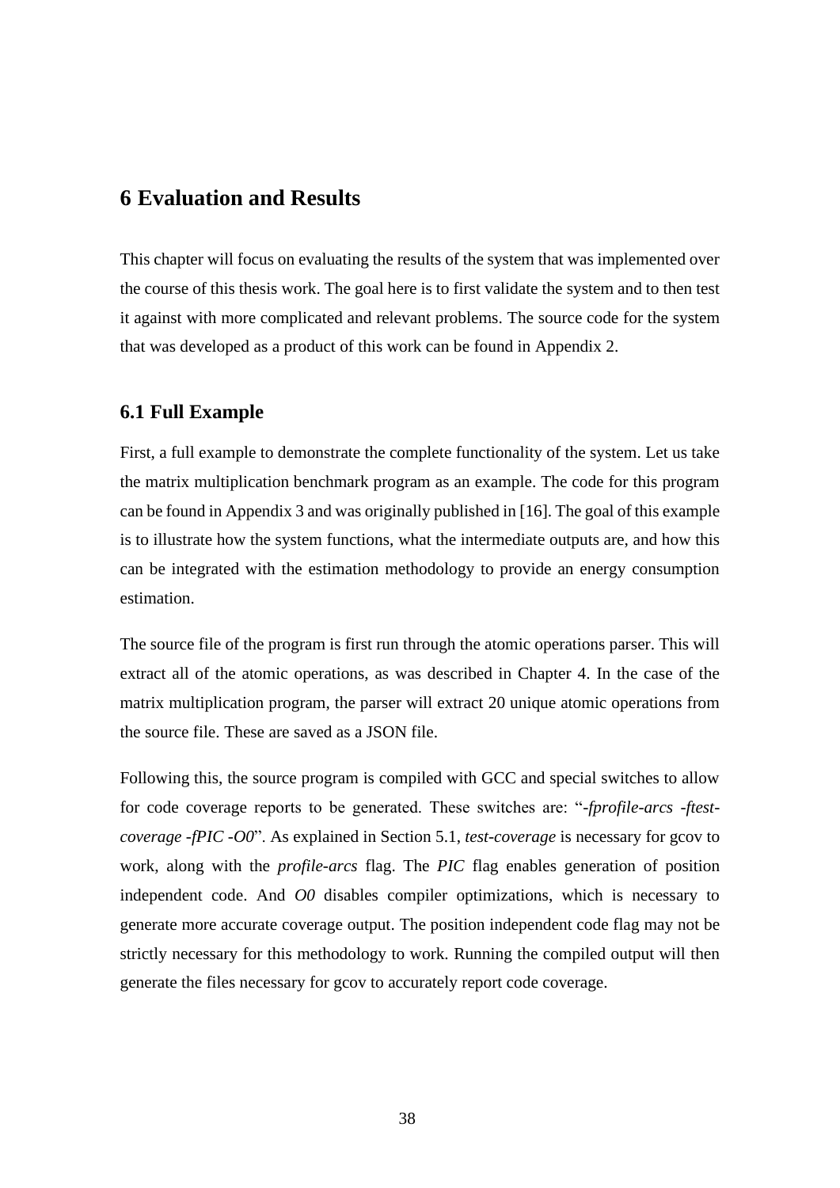# 6 Evaluation and Results

This chapter will focus on evaluating the results of the system that was implemented over the course of this thesis work. The goal here is to first validate the system and to then test it against with more complicated and relevant problems. The source code for the system that was developed as a product of this work can be found in Appendix 2.

## 6.1 Full Example

First, a full example to demonstrate the complete functionality of the system. Let us take the matrix multiplication benchmark program as an example. The code for this program can be found in Appendix 3 and was originally published in [16]. The goal of this example is to illustrate how the system functions, what the intermediate outputs are, and how this can be integrated with the estimation methodology to provide an energy consumption estimation.

The source file of the program is first run through the atomic operations parser. This will extract all of the atomic operations, as was described in Chapter 4. In the case of the matrix multiplication program, the parser will extract 20 unique atomic operations from the source file. These are saved as a JSON file.

Following this, the source program is compiled with GCC and special switches to allow for code coverage reports to be generated. These switches are: "*-fprofile-arcs -ftest-coverage -fPIC -O0*". As explained in Section 5.1, *test-coverage* is necessary for gcov to work, along with the *profile-arcs* flag. The *PIC* flag enables generation of position independent code. And *O0* disables compiler optimizations, which is necessary to generate more accurate coverage output. The position independent code flag may not be strictly necessary for this methodology to work. Running the compiled output will then generate the files necessary for gcov to accurately report code coverage.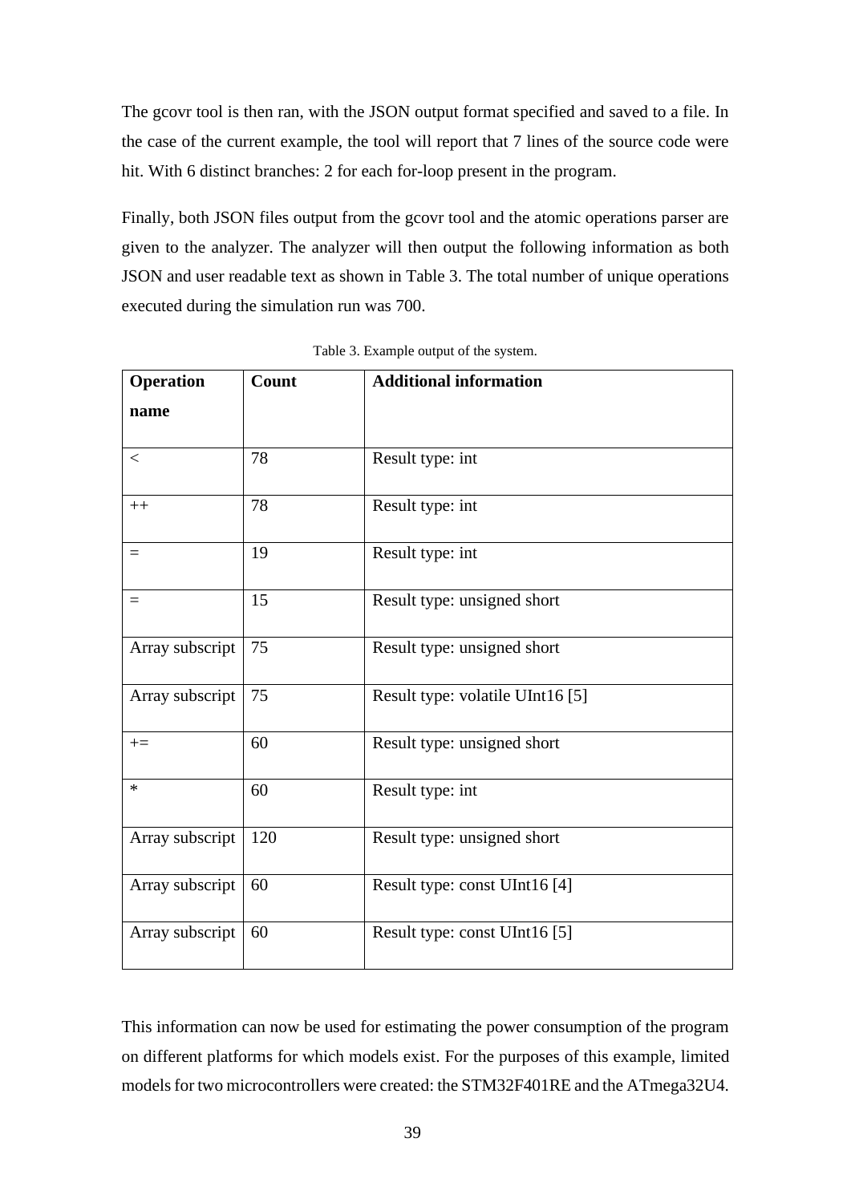The gcovr tool is then ran, with the JSON output format specified and saved to a file. In the case of the current example, the tool will report that 7 lines of the source code were hit. With 6 distinct branches: 2 for each for-loop present in the program.

Finally, both JSON files output from the gcovr tool and the atomic operations parser are given to the analyzer. The analyzer will then output the following information as both JSON and user readable text as shown in Table 3. The total number of unique operations executed during the simulation run was 700.

Table 3. Example output of the system.

| **Operation name** | **Count** | **Additional information** |
|---|---|---|
| < | 78 | Result type: int |
| ++ | 78 | Result type: int |
| = | 19 | Result type: int |
| = | 15 | Result type: unsigned short |
| Array subscript | 75 | Result type: unsigned short |
| Array subscript | 75 | Result type: volatile UInt16 [5] |
| += | 60 | Result type: unsigned short |
| * | 60 | Result type: int |
| Array subscript | 120 | Result type: unsigned short |
| Array subscript | 60 | Result type: const UInt16 [4] |
| Array subscript | 60 | Result type: const UInt16 [5] |

This information can now be used for estimating the power consumption of the program on different platforms for which models exist. For the purposes of this example, limited models for two microcontrollers were created: the STM32F401RE and the ATmega32U4.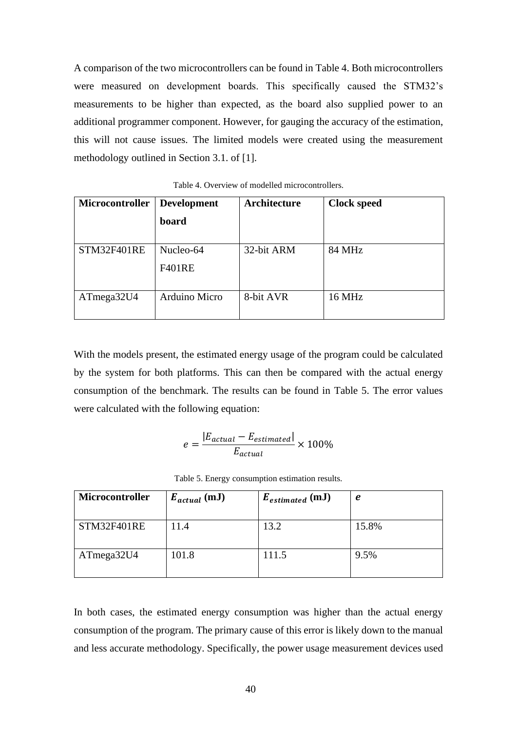A comparison of the two microcontrollers can be found in Table 4. Both microcontrollers were measured on development boards. This specifically caused the STM32's measurements to be higher than expected, as the board also supplied power to an additional programmer component. However, for gauging the accuracy of the estimation, this will not cause issues. The limited models were created using the measurement methodology outlined in Section 3.1. of [1].

Table 4. Overview of modelled microcontrollers.

| **Microcontroller** | **Development board** | **Architecture** | **Clock speed** |
| --- | --- | --- | --- |
| STM32F401RE | Nucleo-64 F401RE | 32-bit ARM | 84 MHz |
| ATmega32U4 | Arduino Micro | 8-bit AVR | 16 MHz |

With the models present, the estimated energy usage of the program could be calculated by the system for both platforms. This can then be compared with the actual energy consumption of the benchmark. The results can be found in Table 5. The error values were calculated with the following equation:

$$e = \frac{|E_{actual} - E_{estimated}|}{E_{actual}} \times 100\%$$

Table 5. Energy consumption estimation results.

| **Microcontroller** | $E_{actual}$ **(mJ)** | $E_{estimated}$ **(mJ)** | $e$ |
| --- | --- | --- | --- |
| STM32F401RE | 11.4 | 13.2 | 15.8% |
| ATmega32U4 | 101.8 | 111.5 | 9.5% |

In both cases, the estimated energy consumption was higher than the actual energy consumption of the program. The primary cause of this error is likely down to the manual and less accurate methodology. Specifically, the power usage measurement devices used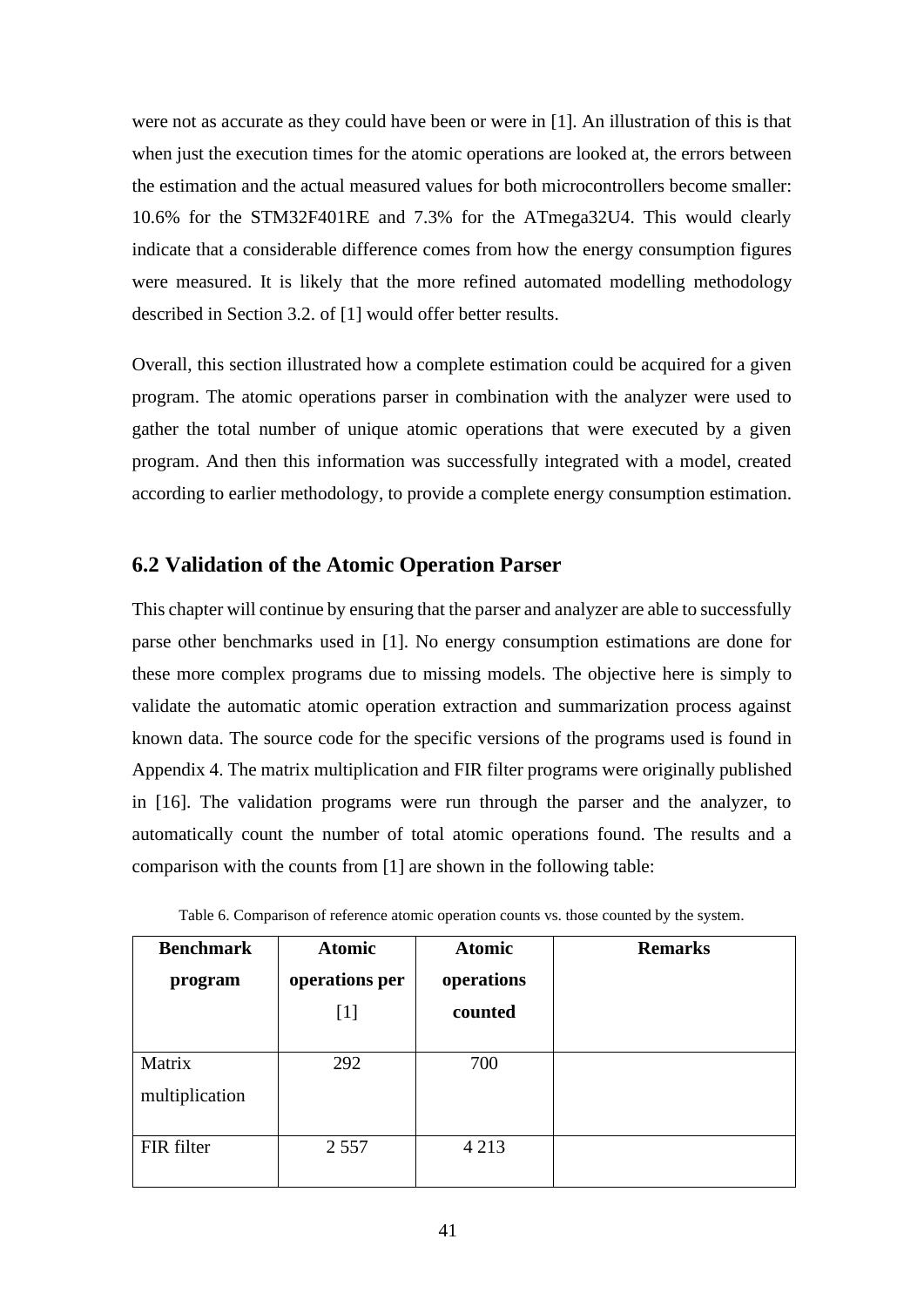were not as accurate as they could have been or were in [1]. An illustration of this is that when just the execution times for the atomic operations are looked at, the errors between the estimation and the actual measured values for both microcontrollers become smaller: 10.6% for the STM32F401RE and 7.3% for the ATmega32U4. This would clearly indicate that a considerable difference comes from how the energy consumption figures were measured. It is likely that the more refined automated modelling methodology described in Section 3.2. of [1] would offer better results.

Overall, this section illustrated how a complete estimation could be acquired for a given program. The atomic operations parser in combination with the analyzer were used to gather the total number of unique atomic operations that were executed by a given program. And then this information was successfully integrated with a model, created according to earlier methodology, to provide a complete energy consumption estimation.

## 6.2 Validation of the Atomic Operation Parser

This chapter will continue by ensuring that the parser and analyzer are able to successfully parse other benchmarks used in [1]. No energy consumption estimations are done for these more complex programs due to missing models. The objective here is simply to validate the automatic atomic operation extraction and summarization process against known data. The source code for the specific versions of the programs used is found in Appendix 4. The matrix multiplication and FIR filter programs were originally published in [16]. The validation programs were run through the parser and the analyzer, to automatically count the number of total atomic operations found. The results and a comparison with the counts from [1] are shown in the following table:

Table 6. Comparison of reference atomic operation counts vs. those counted by the system.

| Benchmark program | Atomic operations per [1] | Atomic operations counted | Remarks |
|---|---|---|---|
| Matrix multiplication | 292 | 700 | |
| FIR filter | 2 557 | 4 213 | |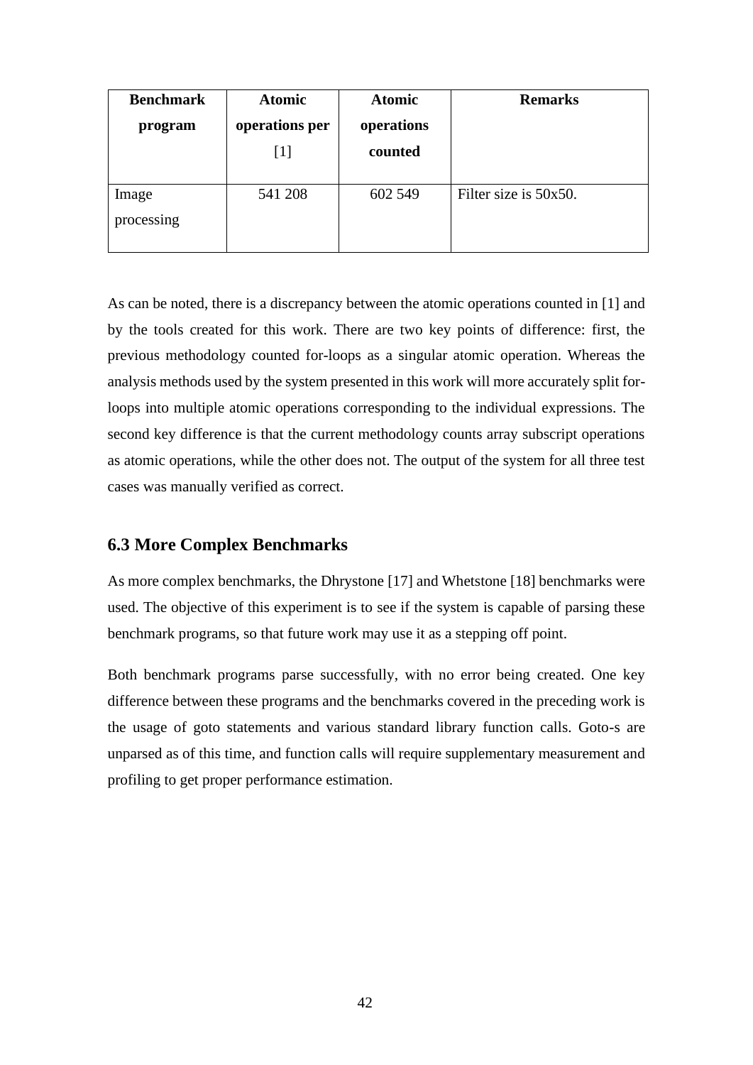| Benchmark program | Atomic operations per [1] | Atomic operations counted | Remarks |
| --- | --- | --- | --- |
| Image processing | 541 208 | 602 549 | Filter size is 50x50. |

As can be noted, there is a discrepancy between the atomic operations counted in [1] and by the tools created for this work. There are two key points of difference: first, the previous methodology counted for-loops as a singular atomic operation. Whereas the analysis methods used by the system presented in this work will more accurately split for-loops into multiple atomic operations corresponding to the individual expressions. The second key difference is that the current methodology counts array subscript operations as atomic operations, while the other does not. The output of the system for all three test cases was manually verified as correct.

## 6.3 More Complex Benchmarks

As more complex benchmarks, the Dhrystone [17] and Whetstone [18] benchmarks were used. The objective of this experiment is to see if the system is capable of parsing these benchmark programs, so that future work may use it as a stepping off point.

Both benchmark programs parse successfully, with no error being created. One key difference between these programs and the benchmarks covered in the preceding work is the usage of goto statements and various standard library function calls. Goto-s are unparsed as of this time, and function calls will require supplementary measurement and profiling to get proper performance estimation.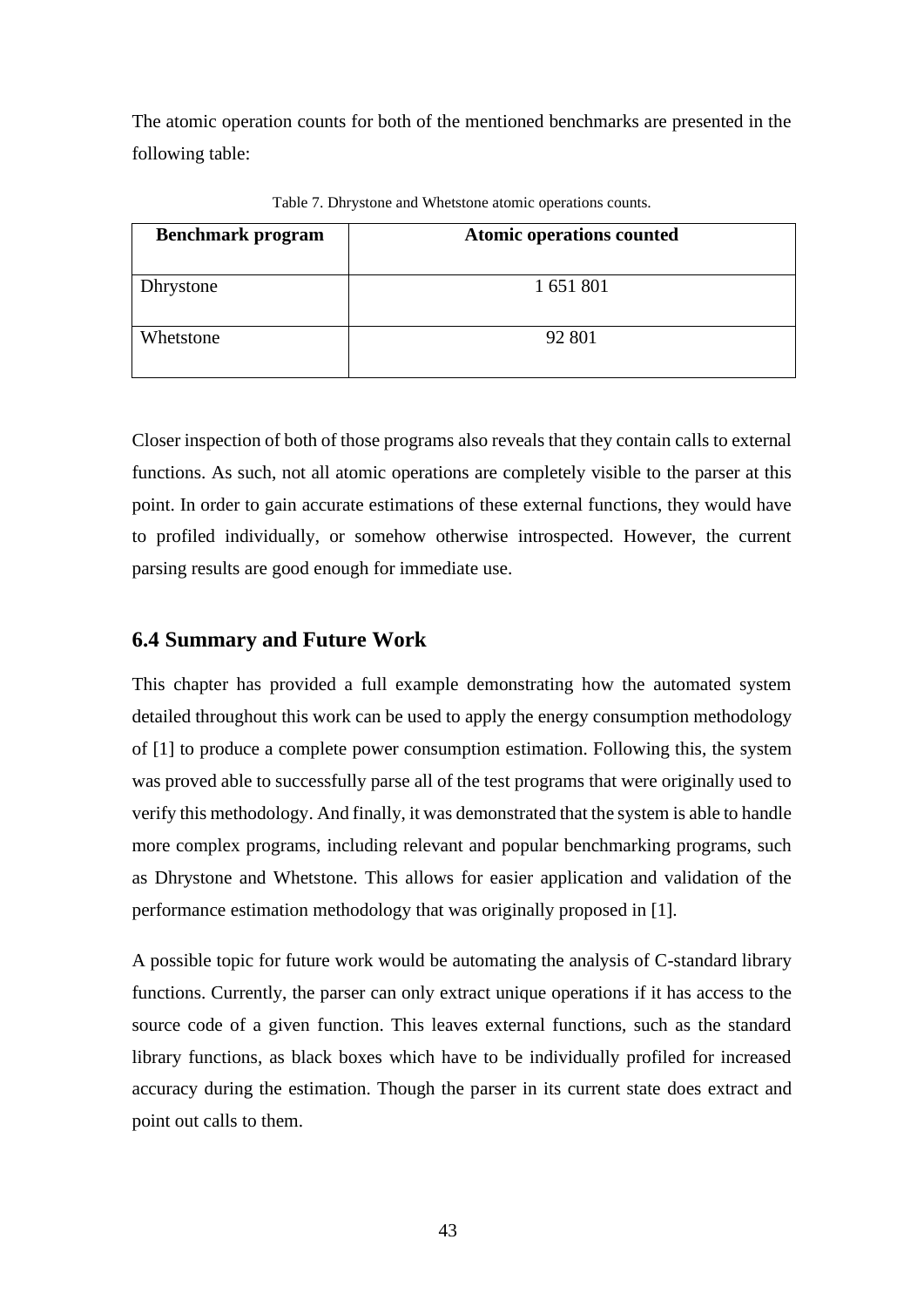The atomic operation counts for both of the mentioned benchmarks are presented in the following table:

Table 7. Dhrystone and Whetstone atomic operations counts.

| Benchmark program | Atomic operations counted |
|---|---|
| Dhrystone | 1 651 801 |
| Whetstone | 92 801 |

Closer inspection of both of those programs also reveals that they contain calls to external functions. As such, not all atomic operations are completely visible to the parser at this point. In order to gain accurate estimations of these external functions, they would have to profiled individually, or somehow otherwise introspected. However, the current parsing results are good enough for immediate use.

## 6.4 Summary and Future Work

This chapter has provided a full example demonstrating how the automated system detailed throughout this work can be used to apply the energy consumption methodology of [1] to produce a complete power consumption estimation. Following this, the system was proved able to successfully parse all of the test programs that were originally used to verify this methodology. And finally, it was demonstrated that the system is able to handle more complex programs, including relevant and popular benchmarking programs, such as Dhrystone and Whetstone. This allows for easier application and validation of the performance estimation methodology that was originally proposed in [1].

A possible topic for future work would be automating the analysis of C-standard library functions. Currently, the parser can only extract unique operations if it has access to the source code of a given function. This leaves external functions, such as the standard library functions, as black boxes which have to be individually profiled for increased accuracy during the estimation. Though the parser in its current state does extract and point out calls to them.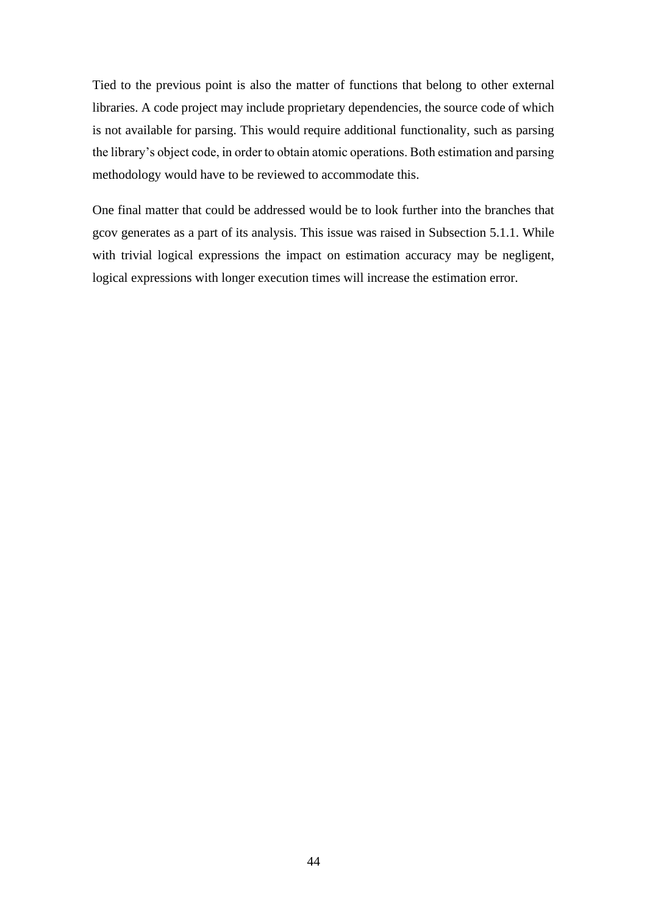Tied to the previous point is also the matter of functions that belong to other external libraries. A code project may include proprietary dependencies, the source code of which is not available for parsing. This would require additional functionality, such as parsing the library's object code, in order to obtain atomic operations. Both estimation and parsing methodology would have to be reviewed to accommodate this.

One final matter that could be addressed would be to look further into the branches that gcov generates as a part of its analysis. This issue was raised in Subsection 5.1.1. While with trivial logical expressions the impact on estimation accuracy may be negligent, logical expressions with longer execution times will increase the estimation error.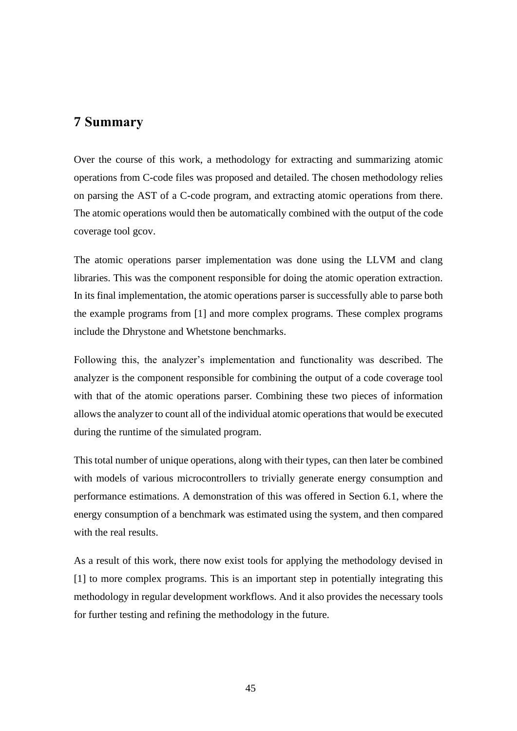# 7 Summary

Over the course of this work, a methodology for extracting and summarizing atomic operations from C-code files was proposed and detailed. The chosen methodology relies on parsing the AST of a C-code program, and extracting atomic operations from there. The atomic operations would then be automatically combined with the output of the code coverage tool gcov.

The atomic operations parser implementation was done using the LLVM and clang libraries. This was the component responsible for doing the atomic operation extraction. In its final implementation, the atomic operations parser is successfully able to parse both the example programs from [1] and more complex programs. These complex programs include the Dhrystone and Whetstone benchmarks.

Following this, the analyzer's implementation and functionality was described. The analyzer is the component responsible for combining the output of a code coverage tool with that of the atomic operations parser. Combining these two pieces of information allows the analyzer to count all of the individual atomic operations that would be executed during the runtime of the simulated program.

This total number of unique operations, along with their types, can then later be combined with models of various microcontrollers to trivially generate energy consumption and performance estimations. A demonstration of this was offered in Section 6.1, where the energy consumption of a benchmark was estimated using the system, and then compared with the real results.

As a result of this work, there now exist tools for applying the methodology devised in [1] to more complex programs. This is an important step in potentially integrating this methodology in regular development workflows. And it also provides the necessary tools for further testing and refining the methodology in the future.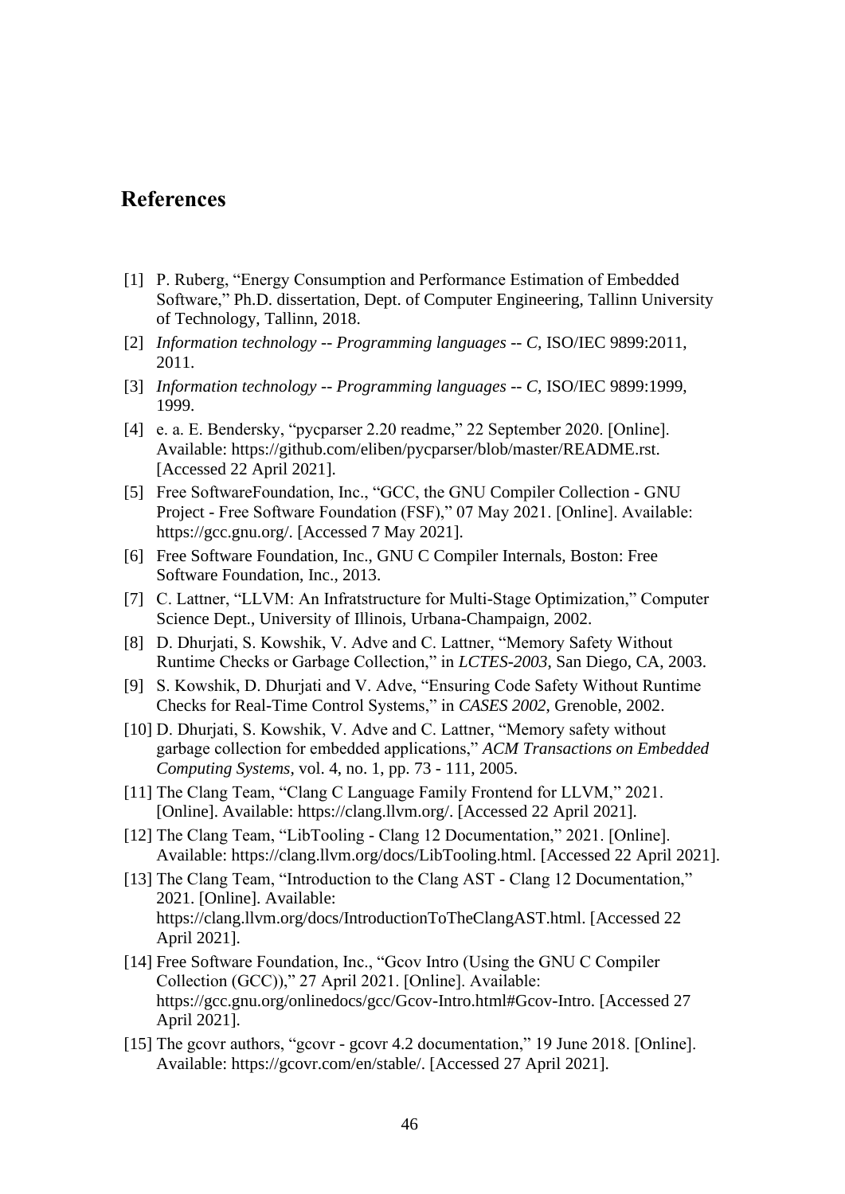# References

[1] P. Ruberg, “Energy Consumption and Performance Estimation of Embedded Software,” Ph.D. dissertation, Dept. of Computer Engineering, Tallinn University of Technology, Tallinn, 2018.

[2] *Information technology -- Programming languages -- C,* ISO/IEC 9899:2011, 2011.

[3] *Information technology -- Programming languages -- C,* ISO/IEC 9899:1999, 1999.

[4] e. a. E. Bendersky, “pycparser 2.20 readme,” 22 September 2020. [Online]. Available: https://github.com/eliben/pycparser/blob/master/README.rst. [Accessed 22 April 2021].

[5] Free SoftwareFoundation, Inc., “GCC, the GNU Compiler Collection - GNU Project - Free Software Foundation (FSF),” 07 May 2021. [Online]. Available: https://gcc.gnu.org/. [Accessed 7 May 2021].

[6] Free Software Foundation, Inc., GNU C Compiler Internals, Boston: Free Software Foundation, Inc., 2013.

[7] C. Lattner, “LLVM: An Infratstructure for Multi-Stage Optimization,” Computer Science Dept., University of Illinois, Urbana-Champaign, 2002.

[8] D. Dhurjati, S. Kowshik, V. Adve and C. Lattner, “Memory Safety Without Runtime Checks or Garbage Collection,” in *LCTES-2003*, San Diego, CA, 2003.

[9] S. Kowshik, D. Dhurjati and V. Adve, “Ensuring Code Safety Without Runtime Checks for Real-Time Control Systems,” in *CASES 2002*, Grenoble, 2002.

[10] D. Dhurjati, S. Kowshik, V. Adve and C. Lattner, “Memory safety without garbage collection for embedded applications,” *ACM Transactions on Embedded Computing Systems,* vol. 4, no. 1, pp. 73 - 111, 2005.

[11] The Clang Team, “Clang C Language Family Frontend for LLVM,” 2021. [Online]. Available: https://clang.llvm.org/. [Accessed 22 April 2021].

[12] The Clang Team, “LibTooling - Clang 12 Documentation,” 2021. [Online]. Available: https://clang.llvm.org/docs/LibTooling.html. [Accessed 22 April 2021].

[13] The Clang Team, “Introduction to the Clang AST - Clang 12 Documentation,” 2021. [Online]. Available: https://clang.llvm.org/docs/IntroductionToTheClangAST.html. [Accessed 22 April 2021].

[14] Free Software Foundation, Inc., “Gcov Intro (Using the GNU C Compiler Collection (GCC)),” 27 April 2021. [Online]. Available: https://gcc.gnu.org/onlinedocs/gcc/Gcov-Intro.html#Gcov-Intro. [Accessed 27 April 2021].

[15] The gcovr authors, “gcovr - gcovr 4.2 documentation,” 19 June 2018. [Online]. Available: https://gcovr.com/en/stable/. [Accessed 27 April 2021].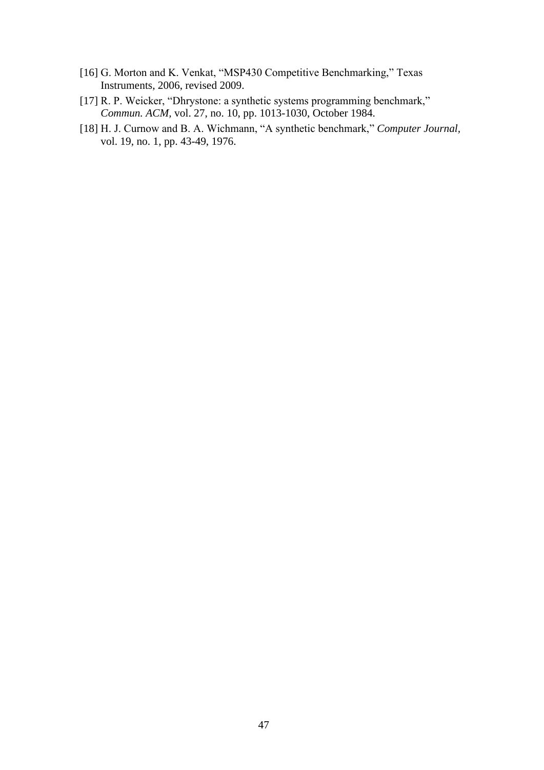[16] G. Morton and K. Venkat, “MSP430 Competitive Benchmarking,” Texas Instruments, 2006, revised 2009.

[17] R. P. Weicker, “Dhrystone: a synthetic systems programming benchmark,” *Commun. ACM,* vol. 27, no. 10, pp. 1013-1030, October 1984.

[18] H. J. Curnow and B. A. Wichmann, “A synthetic benchmark,” *Computer Journal,* vol. 19, no. 1, pp. 43-49, 1976.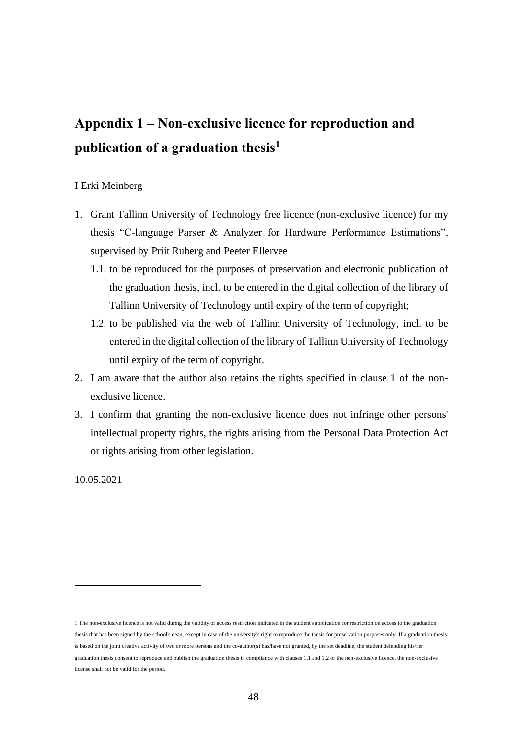# Appendix 1 – Non-exclusive licence for reproduction and publication of a graduation thesis[1]

I Erki Meinberg

1. Grant Tallinn University of Technology free licence (non-exclusive licence) for my thesis "C-language Parser & Analyzer for Hardware Performance Estimations", supervised by Priit Ruberg and Peeter Ellervee
   1.1. to be reproduced for the purposes of preservation and electronic publication of the graduation thesis, incl. to be entered in the digital collection of the library of Tallinn University of Technology until expiry of the term of copyright;
   1.2. to be published via the web of Tallinn University of Technology, incl. to be entered in the digital collection of the library of Tallinn University of Technology until expiry of the term of copyright.
2. I am aware that the author also retains the rights specified in clause 1 of the non-exclusive licence.
3. I confirm that granting the non-exclusive licence does not infringe other persons' intellectual property rights, the rights arising from the Personal Data Protection Act or rights arising from other legislation.

10.05.2021

---

1 The non-exclusive licence is not valid during the validity of access restriction indicated in the student's application for restriction on access to the graduation thesis that has been signed by the school's dean, except in case of the university's right to reproduce the thesis for preservation purposes only. If a graduation thesis is based on the joint creative activity of two or more persons and the co-author(s) has/have not granted, by the set deadline, the student defending his/her graduation thesis consent to reproduce and publish the graduation thesis in compliance with clauses 1.1 and 1.2 of the non-exclusive licence, the non-exclusive license shall not be valid for the period.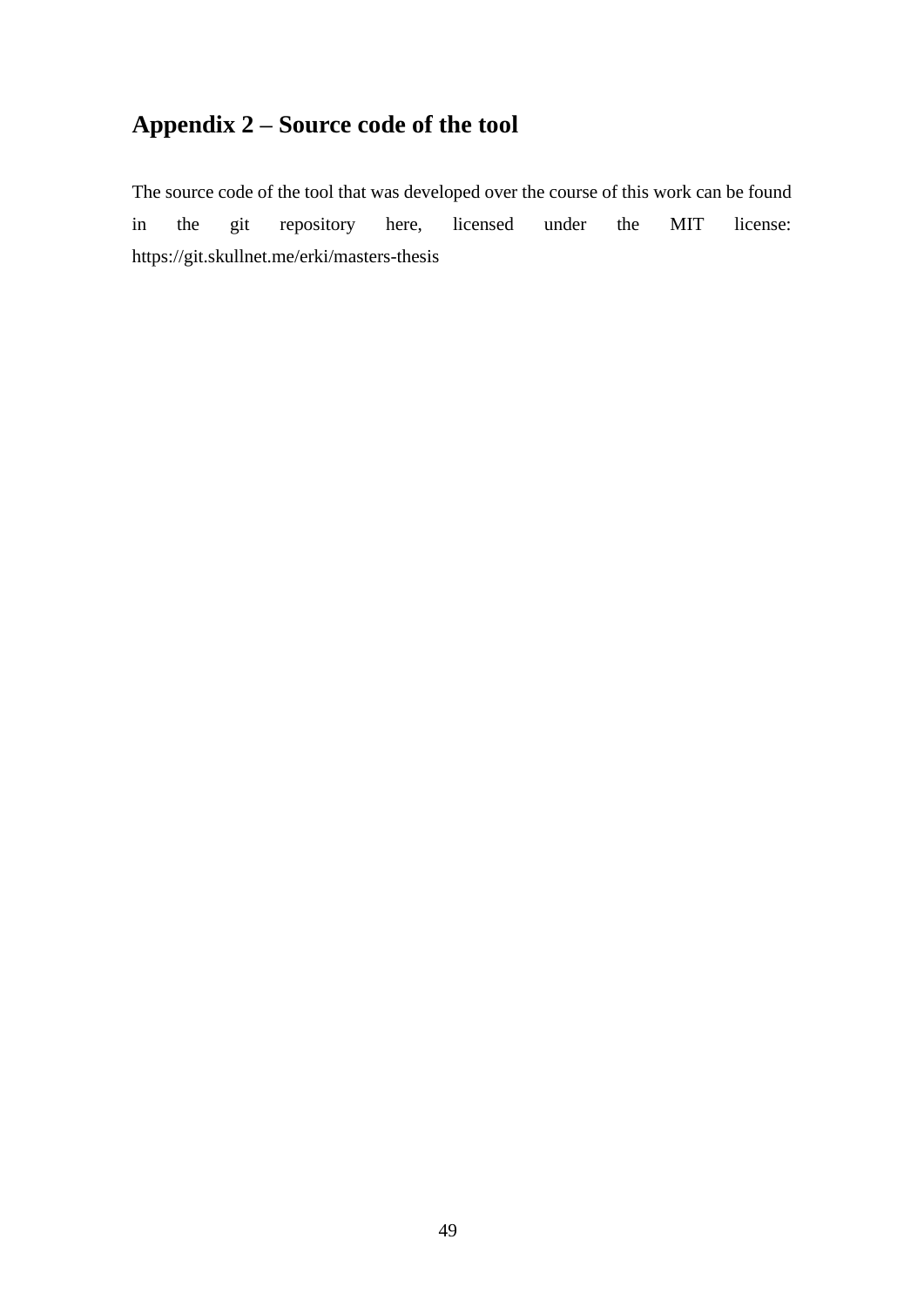# Appendix 2 – Source code of the tool

The source code of the tool that was developed over the course of this work can be found in the git repository here, licensed under the MIT license: https://git.skullnet.me/erki/masters-thesis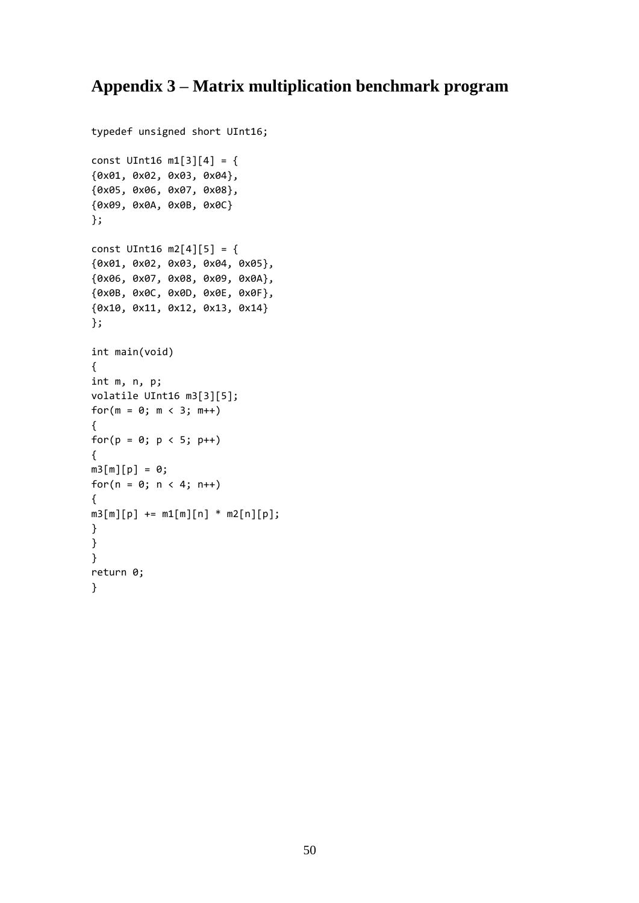# Appendix 3 – Matrix multiplication benchmark program

```
typedef unsigned short UInt16;

const UInt16 m1[3][4] = {
{0x01, 0x02, 0x03, 0x04},
{0x05, 0x06, 0x07, 0x08},
{0x09, 0x0A, 0x0B, 0x0C}
};

const UInt16 m2[4][5] = {
{0x01, 0x02, 0x03, 0x04, 0x05},
{0x06, 0x07, 0x08, 0x09, 0x0A},
{0x0B, 0x0C, 0x0D, 0x0E, 0x0F},
{0x10, 0x11, 0x12, 0x13, 0x14}
};

int main(void)
{
int m, n, p;
volatile UInt16 m3[3][5];
for(m = 0; m < 3; m++)
{
for(p = 0; p < 5; p++)
{
m3[m][p] = 0;
for(n = 0; n < 4; n++)
{
m3[m][p] += m1[m][n] * m2[n][p];
}
}
}
return 0;
}
```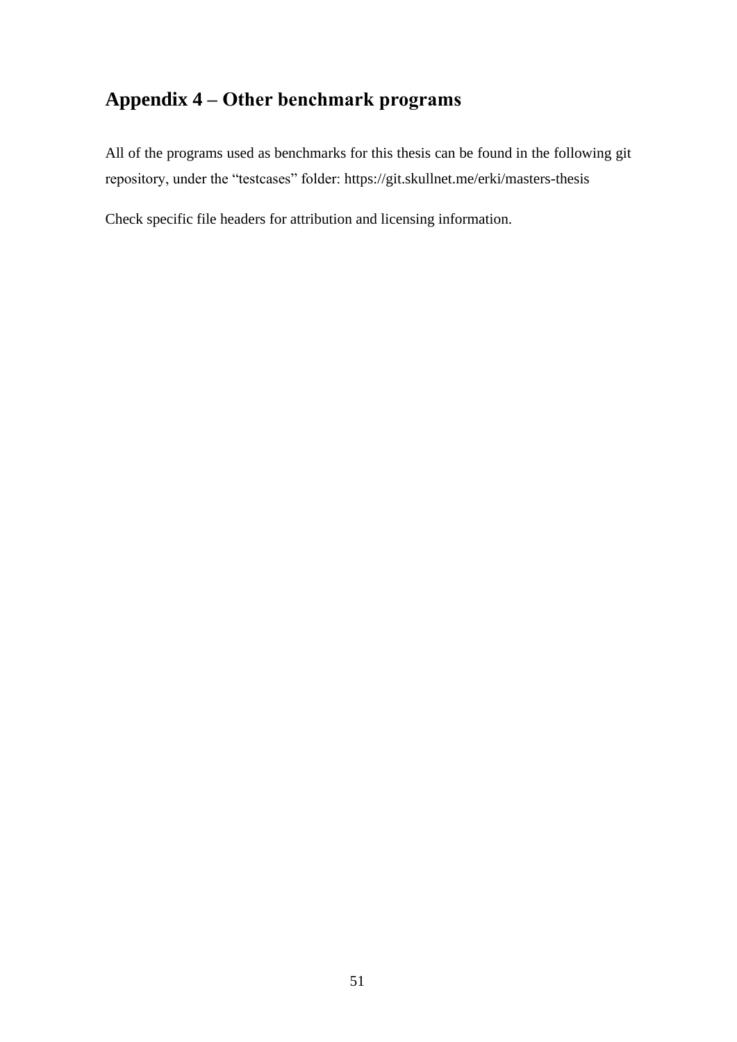# Appendix 4 – Other benchmark programs

All of the programs used as benchmarks for this thesis can be found in the following git repository, under the "testcases" folder: https://git.skullnet.me/erki/masters-thesis

Check specific file headers for attribution and licensing information.